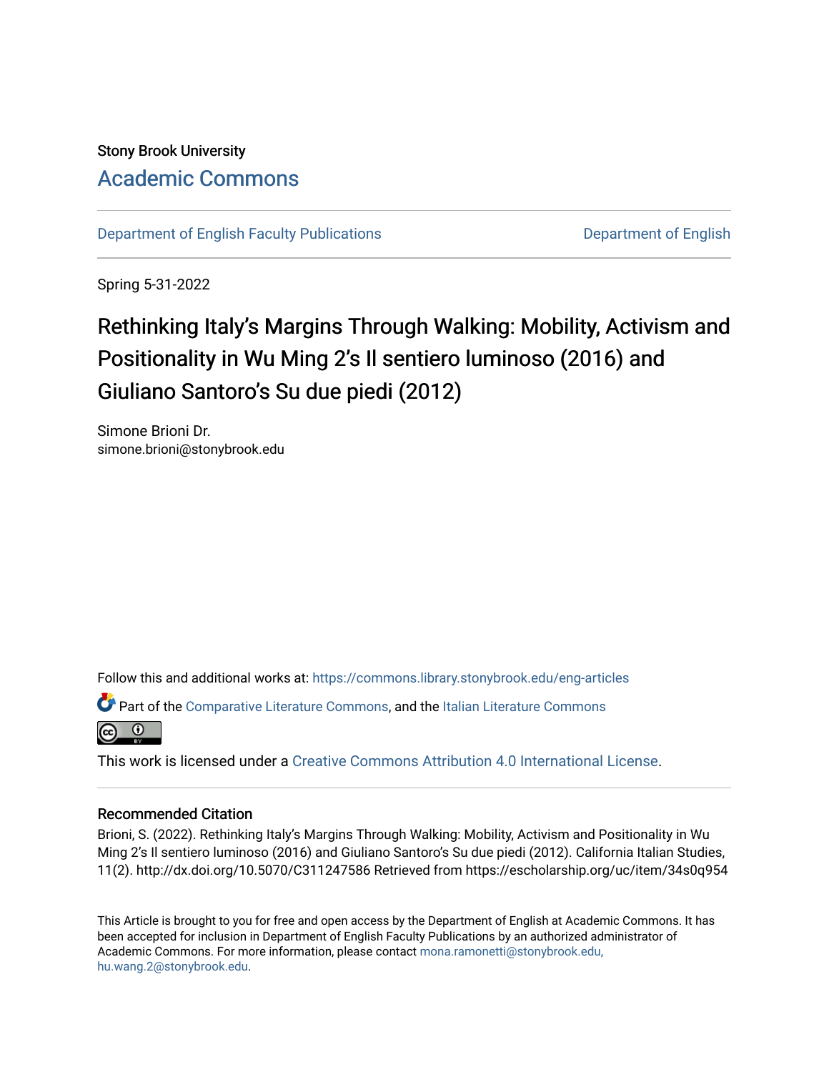Stony Brook University

# Academic Commons

Department of English Faculty Publications | Department of English

Spring 5-31-2022

## Rethinking Italy's Margins Through Walking: Mobility, Activism and Positionality in Wu Ming 2's Il sentiero luminoso (2016) and Giuliano Santoro's Su due piedi (2012)

Simone Brioni Dr.
simone.brioni@stonybrook.edu

Follow this and additional works at: https://commons.library.stonybrook.edu/eng-articles

Part of the Comparative Literature Commons, and the Italian Literature Commons

This work is licensed under a Creative Commons Attribution 4.0 International License.

### Recommended Citation

Brioni, S. (2022). Rethinking Italy's Margins Through Walking: Mobility, Activism and Positionality in Wu Ming 2's Il sentiero luminoso (2016) and Giuliano Santoro's Su due piedi (2012). California Italian Studies, 11(2). http://dx.doi.org/10.5070/C311247586 Retrieved from https://escholarship.org/uc/item/34s0q954

This Article is brought to you for free and open access by the Department of English at Academic Commons. It has been accepted for inclusion in Department of English Faculty Publications by an authorized administrator of Academic Commons. For more information, please contact mona.ramonetti@stonybrook.edu, hu.wang.2@stonybrook.edu.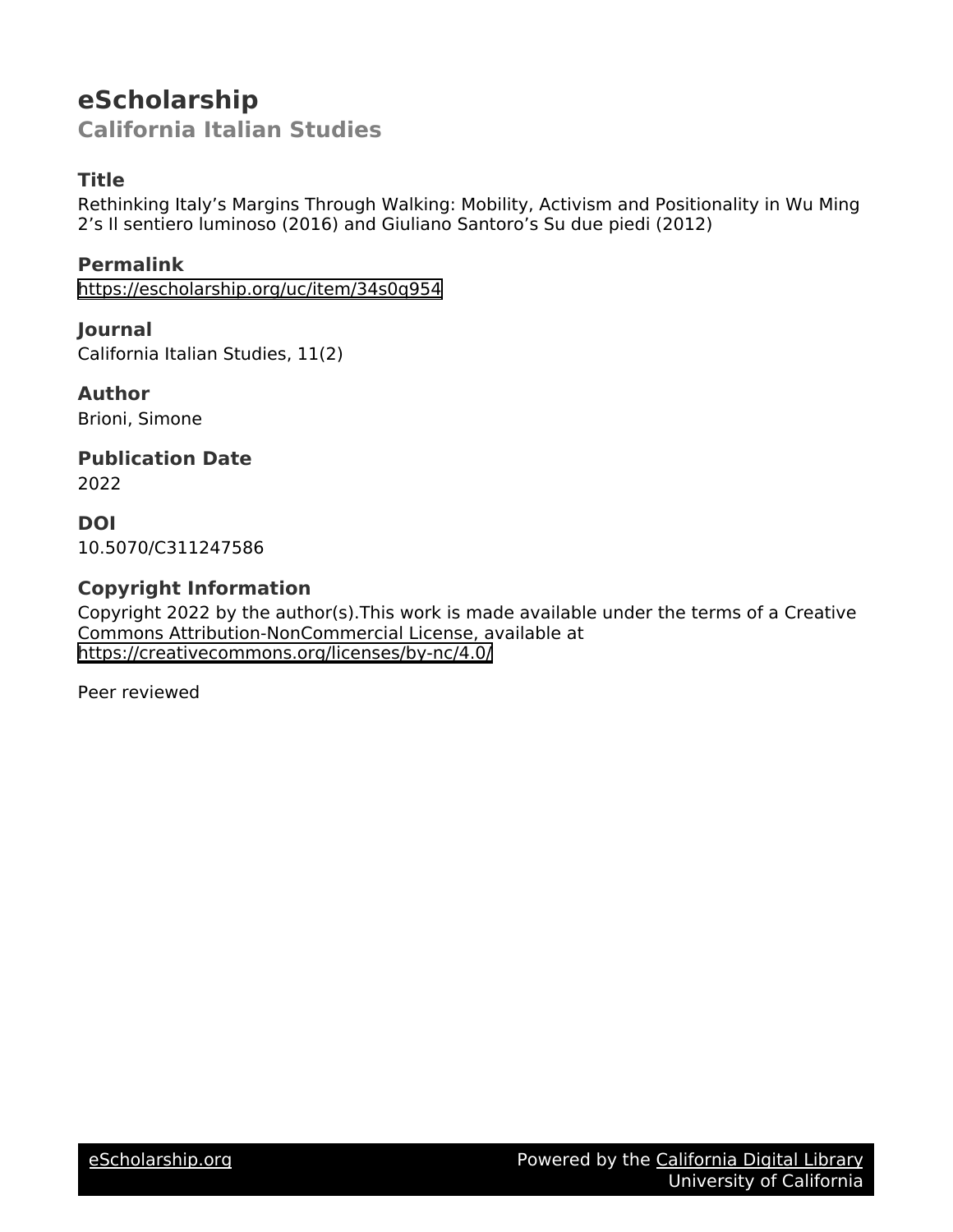# eScholarship

## California Italian Studies

### Title

Rethinking Italy's Margins Through Walking: Mobility, Activism and Positionality in Wu Ming 2's Il sentiero luminoso (2016) and Giuliano Santoro's Su due piedi (2012)

### Permalink

https://escholarship.org/uc/item/34s0q954

### Journal

California Italian Studies, 11(2)

### Author

Brioni, Simone

### Publication Date

2022

### DOI

10.5070/C311247586

### Copyright Information

Copyright 2022 by the author(s).This work is made available under the terms of a Creative Commons Attribution-NonCommercial License, available at https://creativecommons.org/licenses/by-nc/4.0/

Peer reviewed

eScholarship.org Powered by the California Digital Library University of California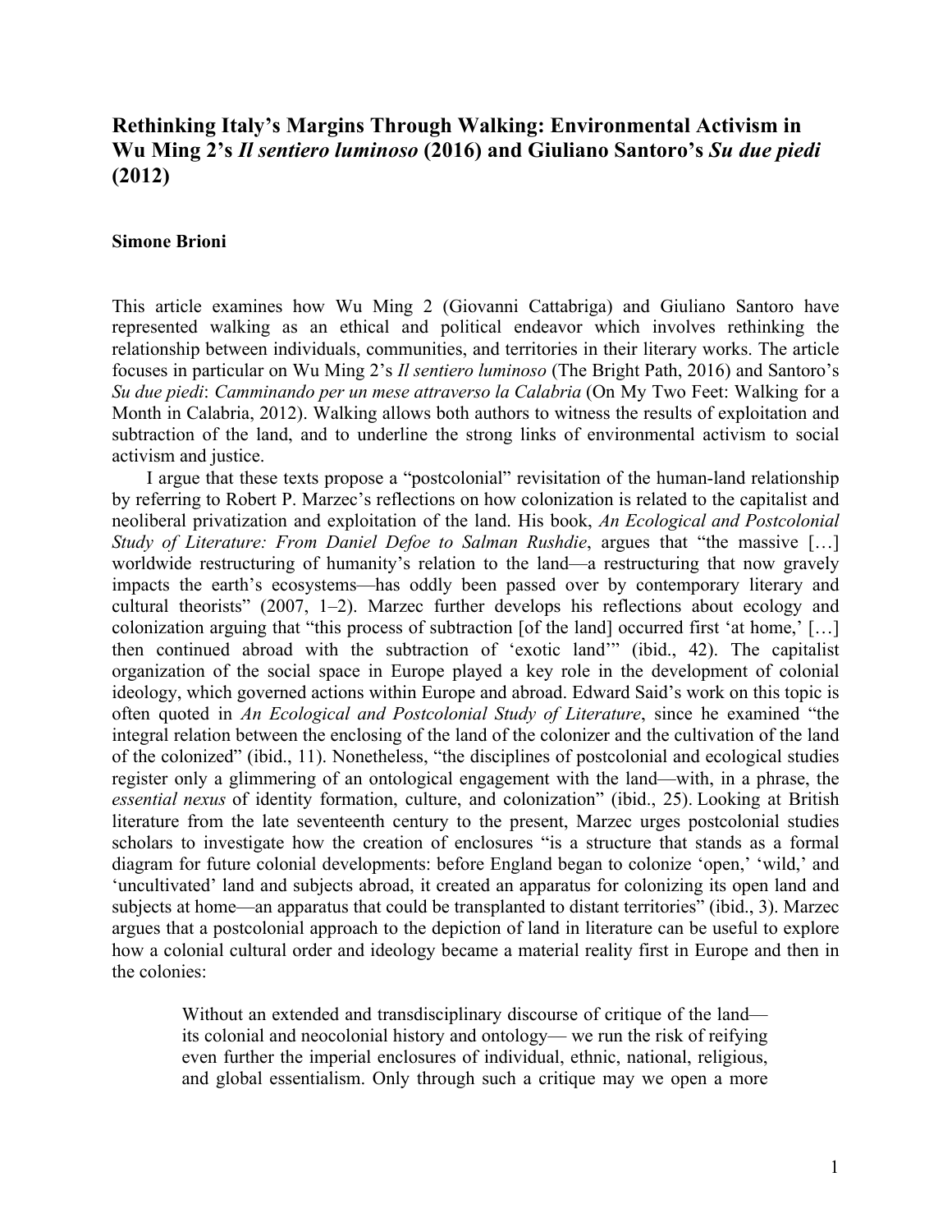# Rethinking Italy's Margins Through Walking: Environmental Activism in Wu Ming 2's *Il sentiero luminoso* (2016) and Giuliano Santoro's *Su due piedi* (2012)

**Simone Brioni**

This article examines how Wu Ming 2 (Giovanni Cattabriga) and Giuliano Santoro have represented walking as an ethical and political endeavor which involves rethinking the relationship between individuals, communities, and territories in their literary works. The article focuses in particular on Wu Ming 2's *Il sentiero luminoso* (The Bright Path, 2016) and Santoro's *Su due piedi*: *Camminando per un mese attraverso la Calabria* (On My Two Feet: Walking for a Month in Calabria, 2012). Walking allows both authors to witness the results of exploitation and subtraction of the land, and to underline the strong links of environmental activism to social activism and justice.

I argue that these texts propose a "postcolonial" revisitation of the human-land relationship by referring to Robert P. Marzec's reflections on how colonization is related to the capitalist and neoliberal privatization and exploitation of the land. His book, *An Ecological and Postcolonial Study of Literature: From Daniel Defoe to Salman Rushdie*, argues that "the massive […] worldwide restructuring of humanity's relation to the land—a restructuring that now gravely impacts the earth's ecosystems—has oddly been passed over by contemporary literary and cultural theorists" (2007, 1–2). Marzec further develops his reflections about ecology and colonization arguing that "this process of subtraction [of the land] occurred first 'at home,' […] then continued abroad with the subtraction of 'exotic land'" (ibid., 42). The capitalist organization of the social space in Europe played a key role in the development of colonial ideology, which governed actions within Europe and abroad. Edward Said's work on this topic is often quoted in *An Ecological and Postcolonial Study of Literature*, since he examined "the integral relation between the enclosing of the land of the colonizer and the cultivation of the land of the colonized" (ibid., 11). Nonetheless, "the disciplines of postcolonial and ecological studies register only a glimmering of an ontological engagement with the land—with, in a phrase, the *essential nexus* of identity formation, culture, and colonization" (ibid., 25). Looking at British literature from the late seventeenth century to the present, Marzec urges postcolonial studies scholars to investigate how the creation of enclosures "is a structure that stands as a formal diagram for future colonial developments: before England began to colonize 'open,' 'wild,' and 'uncultivated' land and subjects abroad, it created an apparatus for colonizing its open land and subjects at home—an apparatus that could be transplanted to distant territories" (ibid., 3). Marzec argues that a postcolonial approach to the depiction of land in literature can be useful to explore how a colonial cultural order and ideology became a material reality first in Europe and then in the colonies:

> Without an extended and transdisciplinary discourse of critique of the land—its colonial and neocolonial history and ontology— we run the risk of reifying even further the imperial enclosures of individual, ethnic, national, religious, and global essentialism. Only through such a critique may we open a more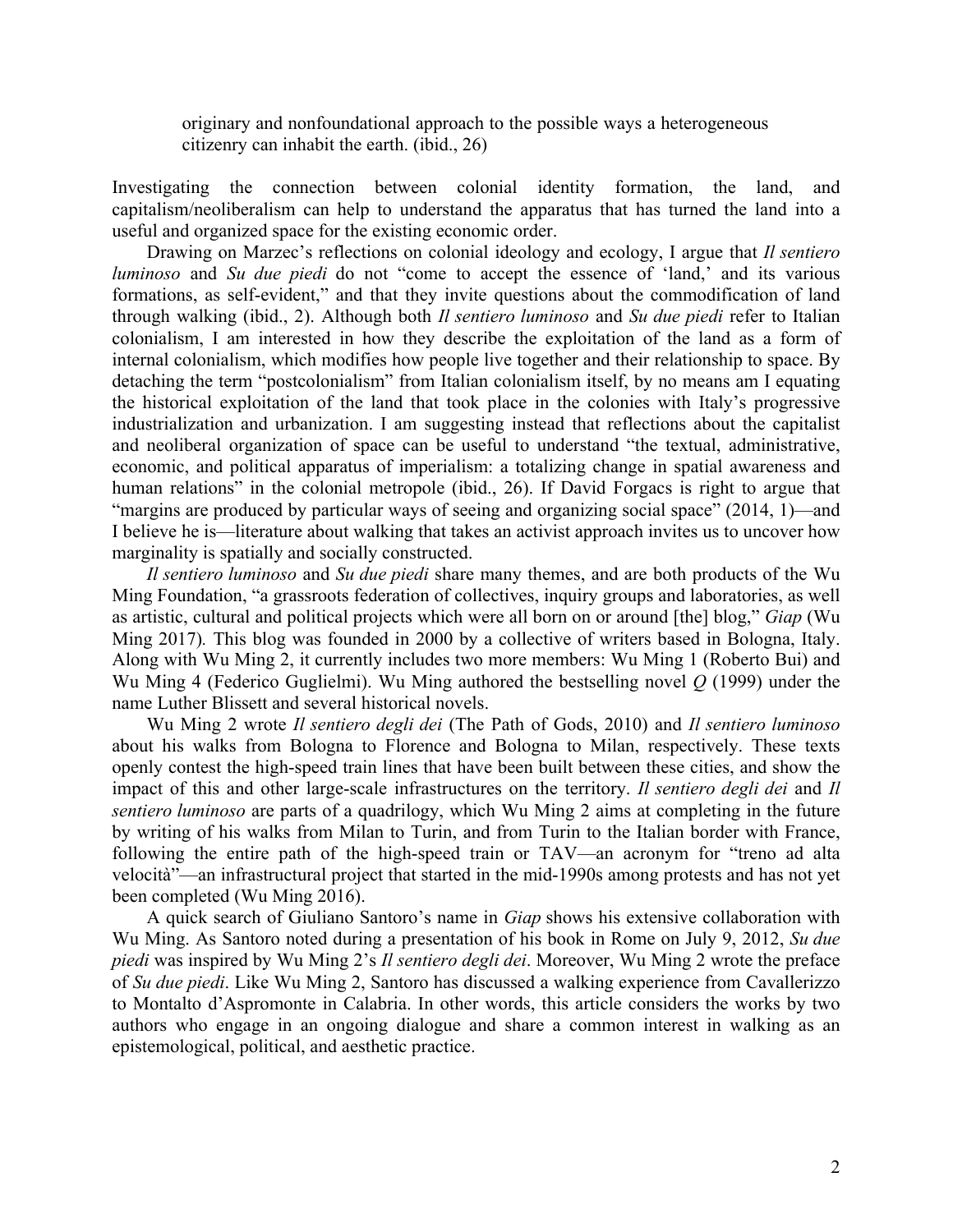originary and nonfoundational approach to the possible ways a heterogeneous citizenry can inhabit the earth. (ibid., 26)

Investigating the connection between colonial identity formation, the land, and capitalism/neoliberalism can help to understand the apparatus that has turned the land into a useful and organized space for the existing economic order.

Drawing on Marzec's reflections on colonial ideology and ecology, I argue that *Il sentiero luminoso* and *Su due piedi* do not "come to accept the essence of 'land,' and its various formations, as self-evident," and that they invite questions about the commodification of land through walking (ibid., 2). Although both *Il sentiero luminoso* and *Su due piedi* refer to Italian colonialism, I am interested in how they describe the exploitation of the land as a form of internal colonialism, which modifies how people live together and their relationship to space. By detaching the term "postcolonialism" from Italian colonialism itself, by no means am I equating the historical exploitation of the land that took place in the colonies with Italy's progressive industrialization and urbanization. I am suggesting instead that reflections about the capitalist and neoliberal organization of space can be useful to understand "the textual, administrative, economic, and political apparatus of imperialism: a totalizing change in spatial awareness and human relations" in the colonial metropole (ibid., 26). If David Forgacs is right to argue that "margins are produced by particular ways of seeing and organizing social space" (2014, 1)—and I believe he is—literature about walking that takes an activist approach invites us to uncover how marginality is spatially and socially constructed.

*Il sentiero luminoso* and *Su due piedi* share many themes, and are both products of the Wu Ming Foundation, "a grassroots federation of collectives, inquiry groups and laboratories, as well as artistic, cultural and political projects which were all born on or around [the] blog," *Giap* (Wu Ming 2017). This blog was founded in 2000 by a collective of writers based in Bologna, Italy. Along with Wu Ming 2, it currently includes two more members: Wu Ming 1 (Roberto Bui) and Wu Ming 4 (Federico Guglielmi). Wu Ming authored the bestselling novel *Q* (1999) under the name Luther Blissett and several historical novels.

Wu Ming 2 wrote *Il sentiero degli dei* (The Path of Gods, 2010) and *Il sentiero luminoso* about his walks from Bologna to Florence and Bologna to Milan, respectively. These texts openly contest the high-speed train lines that have been built between these cities, and show the impact of this and other large-scale infrastructures on the territory. *Il sentiero degli dei* and *Il sentiero luminoso* are parts of a quadrilogy, which Wu Ming 2 aims at completing in the future by writing of his walks from Milan to Turin, and from Turin to the Italian border with France, following the entire path of the high-speed train or TAV—an acronym for "treno ad alta velocità"—an infrastructural project that started in the mid-1990s among protests and has not yet been completed (Wu Ming 2016).

A quick search of Giuliano Santoro's name in *Giap* shows his extensive collaboration with Wu Ming. As Santoro noted during a presentation of his book in Rome on July 9, 2012, *Su due piedi* was inspired by Wu Ming 2's *Il sentiero degli dei*. Moreover, Wu Ming 2 wrote the preface of *Su due piedi*. Like Wu Ming 2, Santoro has discussed a walking experience from Cavallerizzo to Montalto d'Aspromonte in Calabria. In other words, this article considers the works by two authors who engage in an ongoing dialogue and share a common interest in walking as an epistemological, political, and aesthetic practice.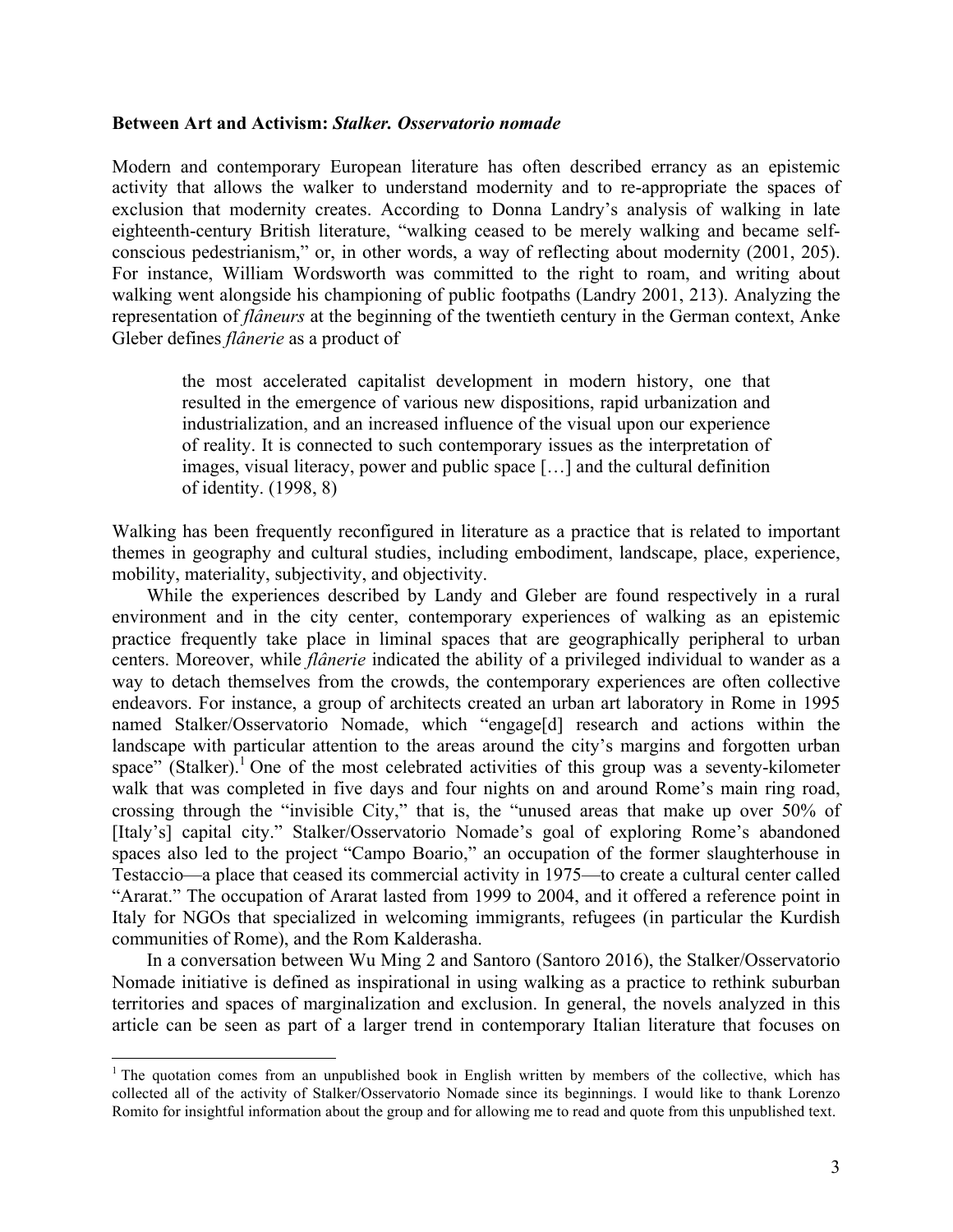**Between Art and Activism: *Stalker. Osservatorio nomade***

Modern and contemporary European literature has often described errancy as an epistemic activity that allows the walker to understand modernity and to re-appropriate the spaces of exclusion that modernity creates. According to Donna Landry's analysis of walking in late eighteenth-century British literature, "walking ceased to be merely walking and became self-conscious pedestrianism," or, in other words, a way of reflecting about modernity (2001, 205). For instance, William Wordsworth was committed to the right to roam, and writing about walking went alongside his championing of public footpaths (Landry 2001, 213). Analyzing the representation of *flâneurs* at the beginning of the twentieth century in the German context, Anke Gleber defines *flânerie* as a product of

> the most accelerated capitalist development in modern history, one that resulted in the emergence of various new dispositions, rapid urbanization and industrialization, and an increased influence of the visual upon our experience of reality. It is connected to such contemporary issues as the interpretation of images, visual literacy, power and public space […] and the cultural definition of identity. (1998, 8)

Walking has been frequently reconfigured in literature as a practice that is related to important themes in geography and cultural studies, including embodiment, landscape, place, experience, mobility, materiality, subjectivity, and objectivity.

While the experiences described by Landy and Gleber are found respectively in a rural environment and in the city center, contemporary experiences of walking as an epistemic practice frequently take place in liminal spaces that are geographically peripheral to urban centers. Moreover, while *flânerie* indicated the ability of a privileged individual to wander as a way to detach themselves from the crowds, the contemporary experiences are often collective endeavors. For instance, a group of architects created an urban art laboratory in Rome in 1995 named Stalker/Osservatorio Nomade, which "engage[d] research and actions within the landscape with particular attention to the areas around the city's margins and forgotten urban space" (Stalker).[1] One of the most celebrated activities of this group was a seventy-kilometer walk that was completed in five days and four nights on and around Rome's main ring road, crossing through the "invisible City," that is, the "unused areas that make up over 50% of [Italy's] capital city." Stalker/Osservatorio Nomade's goal of exploring Rome's abandoned spaces also led to the project "Campo Boario," an occupation of the former slaughterhouse in Testaccio—a place that ceased its commercial activity in 1975—to create a cultural center called "Ararat." The occupation of Ararat lasted from 1999 to 2004, and it offered a reference point in Italy for NGOs that specialized in welcoming immigrants, refugees (in particular the Kurdish communities of Rome), and the Rom Kalderasha.

In a conversation between Wu Ming 2 and Santoro (Santoro 2016), the Stalker/Osservatorio Nomade initiative is defined as inspirational in using walking as a practice to rethink suburban territories and spaces of marginalization and exclusion. In general, the novels analyzed in this article can be seen as part of a larger trend in contemporary Italian literature that focuses on

[1] The quotation comes from an unpublished book in English written by members of the collective, which has collected all of the activity of Stalker/Osservatorio Nomade since its beginnings. I would like to thank Lorenzo Romito for insightful information about the group and for allowing me to read and quote from this unpublished text.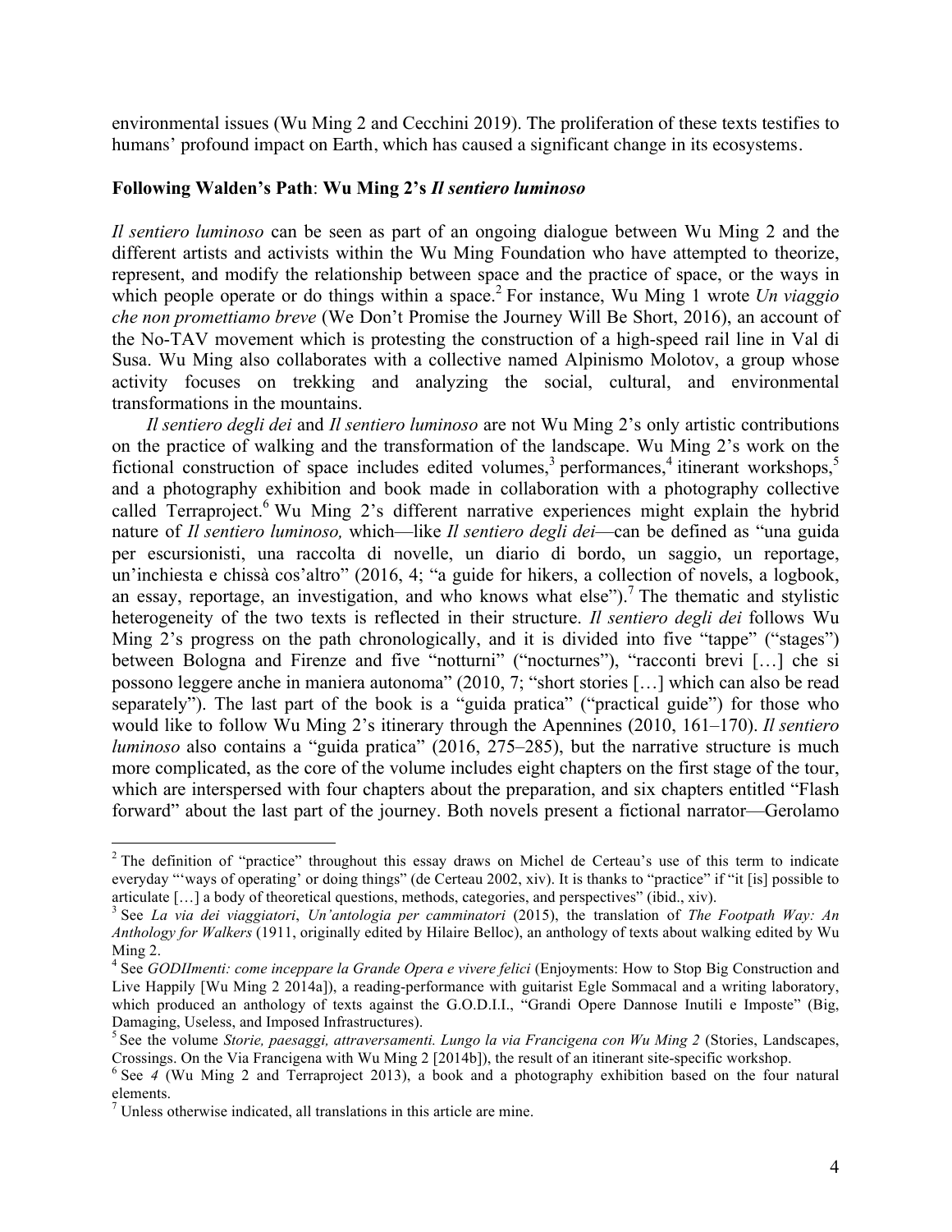environmental issues (Wu Ming 2 and Cecchini 2019). The proliferation of these texts testifies to humans' profound impact on Earth, which has caused a significant change in its ecosystems.

### Following Walden's Path: Wu Ming 2's *Il sentiero luminoso*

*Il sentiero luminoso* can be seen as part of an ongoing dialogue between Wu Ming 2 and the different artists and activists within the Wu Ming Foundation who have attempted to theorize, represent, and modify the relationship between space and the practice of space, or the ways in which people operate or do things within a space.[2] For instance, Wu Ming 1 wrote *Un viaggio che non promettiamo breve* (We Don't Promise the Journey Will Be Short, 2016), an account of the No-TAV movement which is protesting the construction of a high-speed rail line in Val di Susa. Wu Ming also collaborates with a collective named Alpinismo Molotov, a group whose activity focuses on trekking and analyzing the social, cultural, and environmental transformations in the mountains.

*Il sentiero degli dei* and *Il sentiero luminoso* are not Wu Ming 2's only artistic contributions on the practice of walking and the transformation of the landscape. Wu Ming 2's work on the fictional construction of space includes edited volumes,[3] performances,[4] itinerant workshops,[5] and a photography exhibition and book made in collaboration with a photography collective called Terraproject.[6] Wu Ming 2's different narrative experiences might explain the hybrid nature of *Il sentiero luminoso,* which—like *Il sentiero degli dei*—can be defined as "una guida per escursionisti, una raccolta di novelle, un diario di bordo, un saggio, un reportage, un'inchiesta e chissà cos'altro" (2016, 4; "a guide for hikers, a collection of novels, a logbook, an essay, reportage, an investigation, and who knows what else").[7] The thematic and stylistic heterogeneity of the two texts is reflected in their structure. *Il sentiero degli dei* follows Wu Ming 2's progress on the path chronologically, and it is divided into five "tappe" ("stages") between Bologna and Firenze and five "notturni" ("nocturnes"), "racconti brevi […] che si possono leggere anche in maniera autonoma" (2010, 7; "short stories […] which can also be read separately"). The last part of the book is a "guida pratica" ("practical guide") for those who would like to follow Wu Ming 2's itinerary through the Apennines (2010, 161–170). *Il sentiero luminoso* also contains a "guida pratica" (2016, 275–285), but the narrative structure is much more complicated, as the core of the volume includes eight chapters on the first stage of the tour, which are interspersed with four chapters about the preparation, and six chapters entitled "Flash forward" about the last part of the journey. Both novels present a fictional narrator—Gerolamo

---

[2] The definition of "practice" throughout this essay draws on Michel de Certeau's use of this term to indicate everyday "'ways of operating' or doing things" (de Certeau 2002, xiv). It is thanks to "practice" if "it [is] possible to articulate […] a body of theoretical questions, methods, categories, and perspectives" (ibid., xiv).

[3] See *La via dei viaggiatori*, *Un'antologia per camminatori* (2015), the translation of *The Footpath Way: An Anthology for Walkers* (1911, originally edited by Hilaire Belloc), an anthology of texts about walking edited by Wu Ming 2.

[4] See *GODIImenti: come inceppare la Grande Opera e vivere felici* (Enjoyments: How to Stop Big Construction and Live Happily [Wu Ming 2 2014a]), a reading-performance with guitarist Egle Sommacal and a writing laboratory, which produced an anthology of texts against the G.O.D.I.I., "Grandi Opere Dannose Inutili e Imposte" (Big, Damaging, Useless, and Imposed Infrastructures).

[5] See the volume *Storie, paesaggi, attraversamenti. Lungo la via Francigena con Wu Ming 2* (Stories, Landscapes, Crossings. On the Via Francigena with Wu Ming 2 [2014b]), the result of an itinerant site-specific workshop.

[6] See *4* (Wu Ming 2 and Terraproject 2013), a book and a photography exhibition based on the four natural elements.

[7] Unless otherwise indicated, all translations in this article are mine.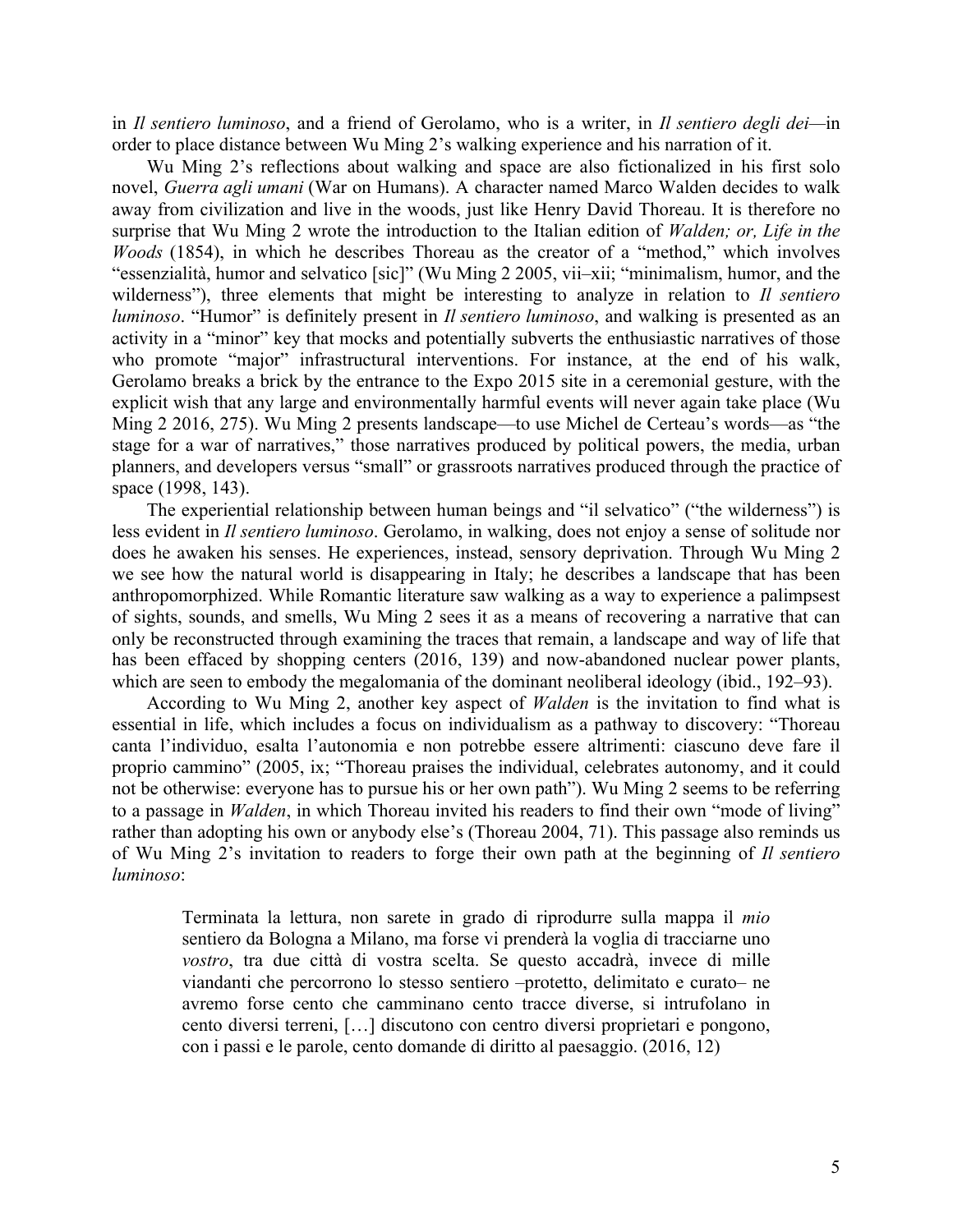in *Il sentiero luminoso*, and a friend of Gerolamo, who is a writer, in *Il sentiero degli dei*—in order to place distance between Wu Ming 2's walking experience and his narration of it.

Wu Ming 2's reflections about walking and space are also fictionalized in his first solo novel, *Guerra agli umani* (War on Humans). A character named Marco Walden decides to walk away from civilization and live in the woods, just like Henry David Thoreau. It is therefore no surprise that Wu Ming 2 wrote the introduction to the Italian edition of *Walden; or, Life in the Woods* (1854), in which he describes Thoreau as the creator of a "method," which involves "essenzialità, humor and selvatico [sic]" (Wu Ming 2 2005, vii–xii; "minimalism, humor, and the wilderness"), three elements that might be interesting to analyze in relation to *Il sentiero luminoso*. "Humor" is definitely present in *Il sentiero luminoso*, and walking is presented as an activity in a "minor" key that mocks and potentially subverts the enthusiastic narratives of those who promote "major" infrastructural interventions. For instance, at the end of his walk, Gerolamo breaks a brick by the entrance to the Expo 2015 site in a ceremonial gesture, with the explicit wish that any large and environmentally harmful events will never again take place (Wu Ming 2 2016, 275). Wu Ming 2 presents landscape—to use Michel de Certeau's words—as "the stage for a war of narratives," those narratives produced by political powers, the media, urban planners, and developers versus "small" or grassroots narratives produced through the practice of space (1998, 143).

The experiential relationship between human beings and "il selvatico" ("the wilderness") is less evident in *Il sentiero luminoso*. Gerolamo, in walking, does not enjoy a sense of solitude nor does he awaken his senses. He experiences, instead, sensory deprivation. Through Wu Ming 2 we see how the natural world is disappearing in Italy; he describes a landscape that has been anthropomorphized. While Romantic literature saw walking as a way to experience a palimpsest of sights, sounds, and smells, Wu Ming 2 sees it as a means of recovering a narrative that can only be reconstructed through examining the traces that remain, a landscape and way of life that has been effaced by shopping centers (2016, 139) and now-abandoned nuclear power plants, which are seen to embody the megalomania of the dominant neoliberal ideology (ibid., 192–93).

According to Wu Ming 2, another key aspect of *Walden* is the invitation to find what is essential in life, which includes a focus on individualism as a pathway to discovery: "Thoreau canta l'individuo, esalta l'autonomia e non potrebbe essere altrimenti: ciascuno deve fare il proprio cammino" (2005, ix; "Thoreau praises the individual, celebrates autonomy, and it could not be otherwise: everyone has to pursue his or her own path"). Wu Ming 2 seems to be referring to a passage in *Walden*, in which Thoreau invited his readers to find their own "mode of living" rather than adopting his own or anybody else's (Thoreau 2004, 71). This passage also reminds us of Wu Ming 2's invitation to readers to forge their own path at the beginning of *Il sentiero luminoso*:

> Terminata la lettura, non sarete in grado di riprodurre sulla mappa il *mio* sentiero da Bologna a Milano, ma forse vi prenderà la voglia di tracciarne uno *vostro*, tra due città di vostra scelta. Se questo accadrà, invece di mille viandanti che percorrono lo stesso sentiero –protetto, delimitato e curato– ne avremo forse cento che camminano cento tracce diverse, si intrufolano in cento diversi terreni, […] discutono con centro diversi proprietari e pongono, con i passi e le parole, cento domande di diritto al paesaggio. (2016, 12)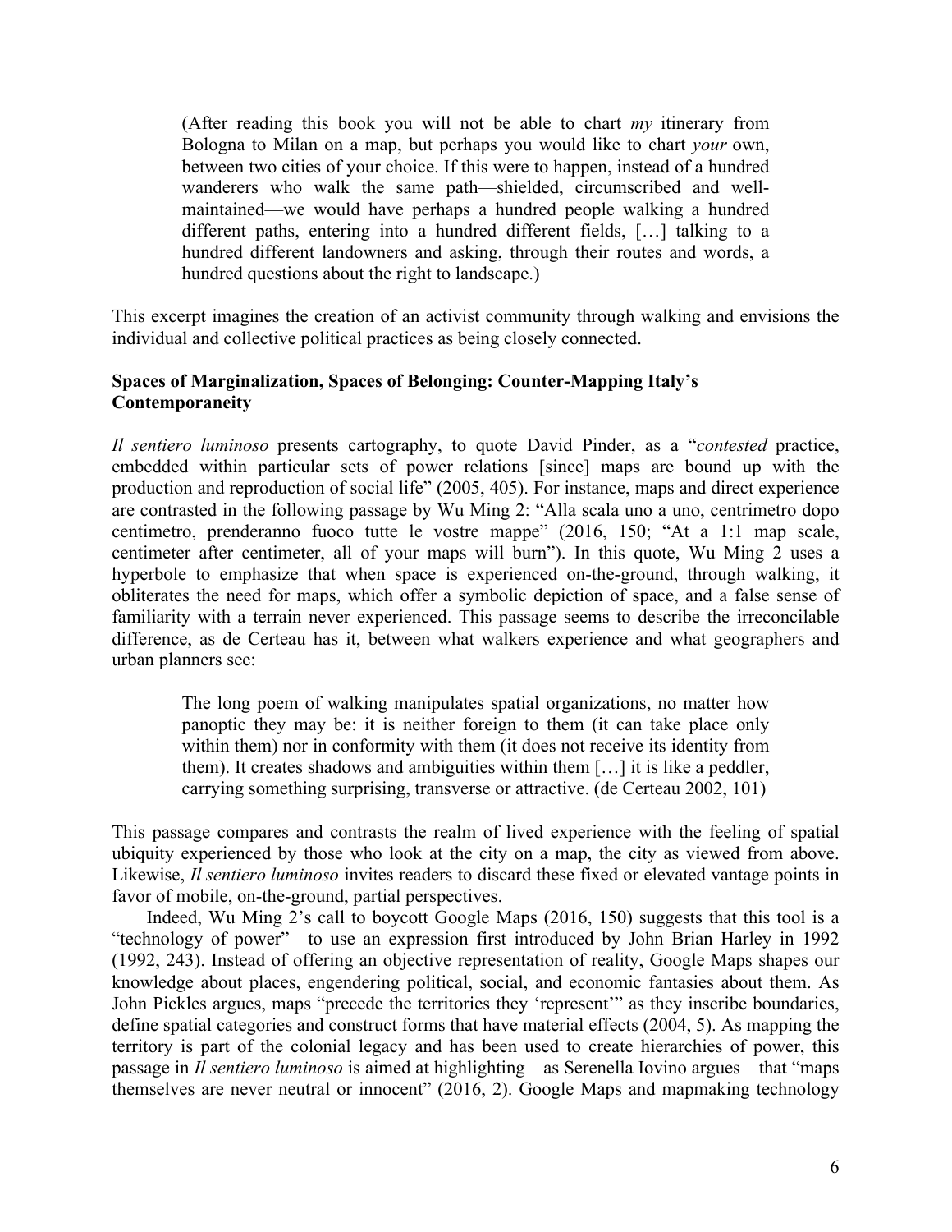> (After reading this book you will not be able to chart *my* itinerary from Bologna to Milan on a map, but perhaps you would like to chart *your* own, between two cities of your choice. If this were to happen, instead of a hundred wanderers who walk the same path—shielded, circumscribed and well-maintained—we would have perhaps a hundred people walking a hundred different paths, entering into a hundred different fields, […] talking to a hundred different landowners and asking, through their routes and words, a hundred questions about the right to landscape.)

This excerpt imagines the creation of an activist community through walking and envisions the individual and collective political practices as being closely connected.

**Spaces of Marginalization, Spaces of Belonging: Counter-Mapping Italy's Contemporaneity**

*Il sentiero luminoso* presents cartography, to quote David Pinder, as a "*contested* practice, embedded within particular sets of power relations [since] maps are bound up with the production and reproduction of social life" (2005, 405). For instance, maps and direct experience are contrasted in the following passage by Wu Ming 2: "Alla scala uno a uno, centrimetro dopo centimetro, prenderanno fuoco tutte le vostre mappe" (2016, 150; "At a 1:1 map scale, centimeter after centimeter, all of your maps will burn"). In this quote, Wu Ming 2 uses a hyperbole to emphasize that when space is experienced on-the-ground, through walking, it obliterates the need for maps, which offer a symbolic depiction of space, and a false sense of familiarity with a terrain never experienced. This passage seems to describe the irreconcilable difference, as de Certeau has it, between what walkers experience and what geographers and urban planners see:

> The long poem of walking manipulates spatial organizations, no matter how panoptic they may be: it is neither foreign to them (it can take place only within them) nor in conformity with them (it does not receive its identity from them). It creates shadows and ambiguities within them […] it is like a peddler, carrying something surprising, transverse or attractive. (de Certeau 2002, 101)

This passage compares and contrasts the realm of lived experience with the feeling of spatial ubiquity experienced by those who look at the city on a map, the city as viewed from above. Likewise, *Il sentiero luminoso* invites readers to discard these fixed or elevated vantage points in favor of mobile, on-the-ground, partial perspectives.

Indeed, Wu Ming 2's call to boycott Google Maps (2016, 150) suggests that this tool is a "technology of power"—to use an expression first introduced by John Brian Harley in 1992 (1992, 243). Instead of offering an objective representation of reality, Google Maps shapes our knowledge about places, engendering political, social, and economic fantasies about them. As John Pickles argues, maps "precede the territories they 'represent'" as they inscribe boundaries, define spatial categories and construct forms that have material effects (2004, 5). As mapping the territory is part of the colonial legacy and has been used to create hierarchies of power, this passage in *Il sentiero luminoso* is aimed at highlighting—as Serenella Iovino argues—that "maps themselves are never neutral or innocent" (2016, 2). Google Maps and mapmaking technology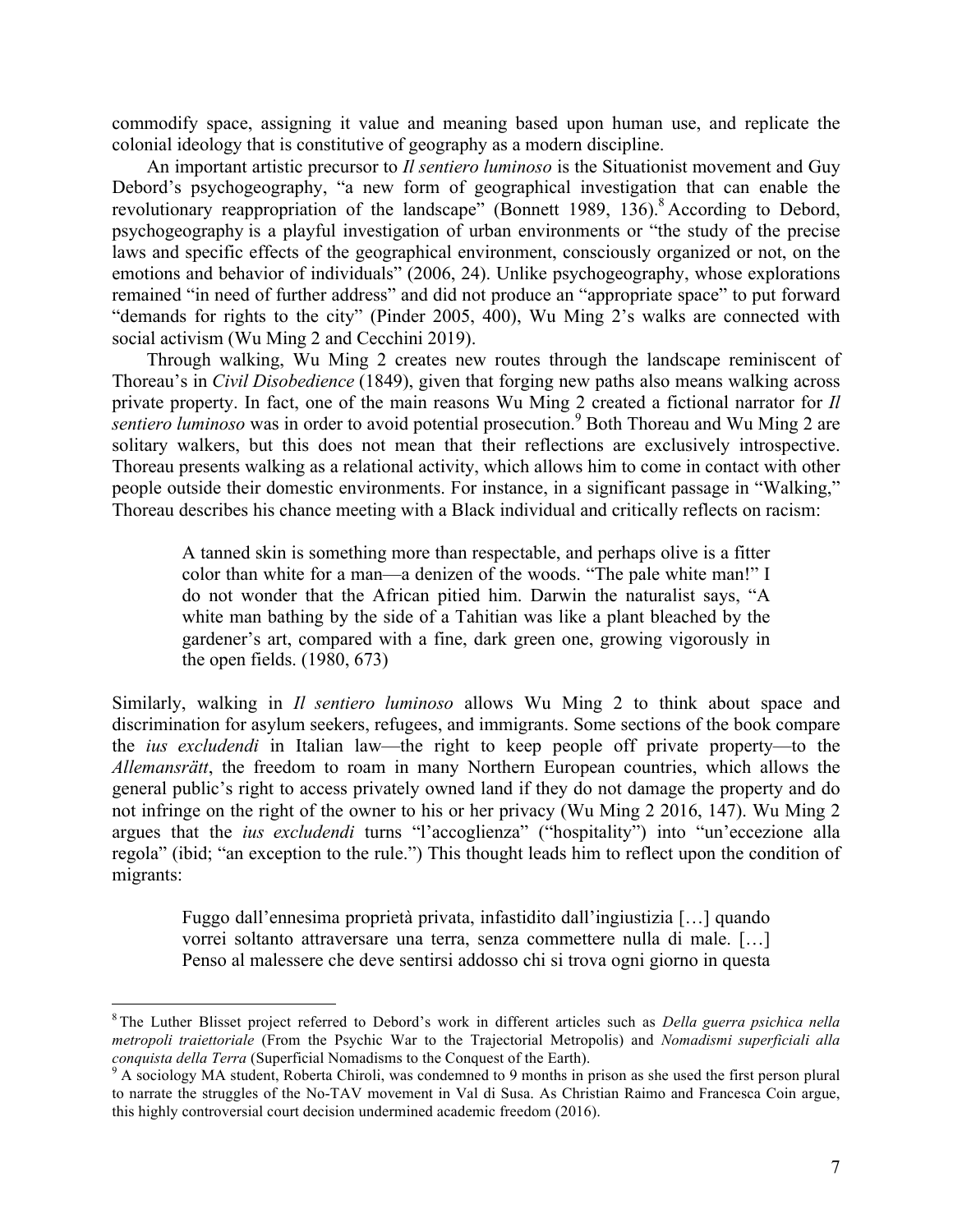commodify space, assigning it value and meaning based upon human use, and replicate the colonial ideology that is constitutive of geography as a modern discipline.

An important artistic precursor to *Il sentiero luminoso* is the Situationist movement and Guy Debord's psychogeography, "a new form of geographical investigation that can enable the revolutionary reappropriation of the landscape" (Bonnett 1989, 136).[8] According to Debord, psychogeography is a playful investigation of urban environments or "the study of the precise laws and specific effects of the geographical environment, consciously organized or not, on the emotions and behavior of individuals" (2006, 24). Unlike psychogeography, whose explorations remained "in need of further address" and did not produce an "appropriate space" to put forward "demands for rights to the city" (Pinder 2005, 400), Wu Ming 2's walks are connected with social activism (Wu Ming 2 and Cecchini 2019).

Through walking, Wu Ming 2 creates new routes through the landscape reminiscent of Thoreau's in *Civil Disobedience* (1849), given that forging new paths also means walking across private property. In fact, one of the main reasons Wu Ming 2 created a fictional narrator for *Il sentiero luminoso* was in order to avoid potential prosecution.[9] Both Thoreau and Wu Ming 2 are solitary walkers, but this does not mean that their reflections are exclusively introspective. Thoreau presents walking as a relational activity, which allows him to come in contact with other people outside their domestic environments. For instance, in a significant passage in "Walking," Thoreau describes his chance meeting with a Black individual and critically reflects on racism:

> A tanned skin is something more than respectable, and perhaps olive is a fitter color than white for a man—a denizen of the woods. "The pale white man!" I do not wonder that the African pitied him. Darwin the naturalist says, "A white man bathing by the side of a Tahitian was like a plant bleached by the gardener's art, compared with a fine, dark green one, growing vigorously in the open fields. (1980, 673)

Similarly, walking in *Il sentiero luminoso* allows Wu Ming 2 to think about space and discrimination for asylum seekers, refugees, and immigrants. Some sections of the book compare the *ius excludendi* in Italian law—the right to keep people off private property—to the *Allemansrätt*, the freedom to roam in many Northern European countries, which allows the general public's right to access privately owned land if they do not damage the property and do not infringe on the right of the owner to his or her privacy (Wu Ming 2 2016, 147). Wu Ming 2 argues that the *ius excludendi* turns "l'accoglienza" ("hospitality") into "un'eccezione alla regola" (ibid; "an exception to the rule.") This thought leads him to reflect upon the condition of migrants:

> Fuggo dall'ennesima proprietà privata, infastidito dall'ingiustizia […] quando vorrei soltanto attraversare una terra, senza commettere nulla di male. […] Penso al malessere che deve sentirsi addosso chi si trova ogni giorno in questa

---

[8] The Luther Blisset project referred to Debord's work in different articles such as *Della guerra psichica nella metropoli traiettoriale* (From the Psychic War to the Trajectorial Metropolis) and *Nomadismi superficiali alla conquista della Terra* (Superficial Nomadisms to the Conquest of the Earth).

[9] A sociology MA student, Roberta Chiroli, was condemned to 9 months in prison as she used the first person plural to narrate the struggles of the No-TAV movement in Val di Susa. As Christian Raimo and Francesca Coin argue, this highly controversial court decision undermined academic freedom (2016).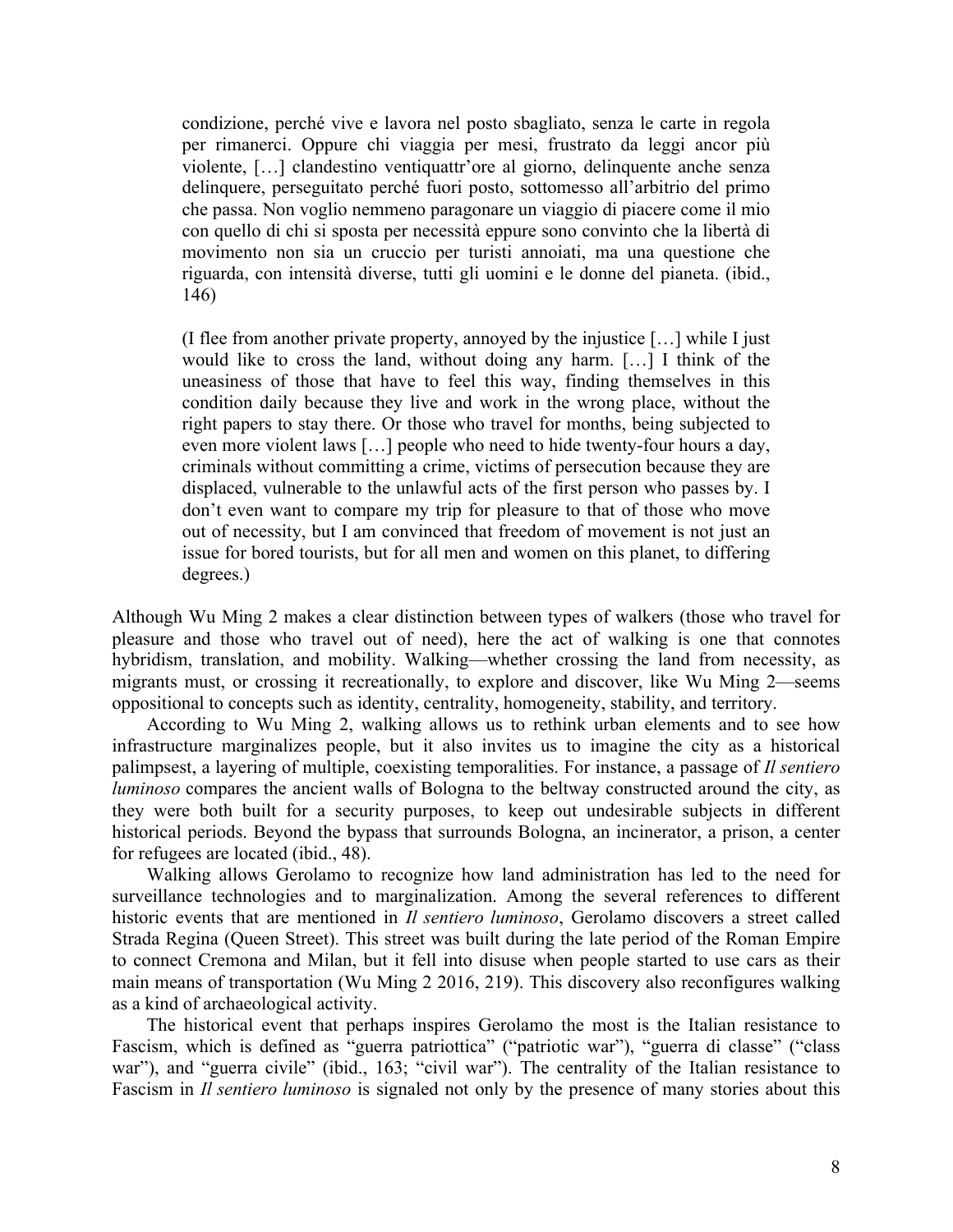> condizione, perché vive e lavora nel posto sbagliato, senza le carte in regola per rimanerci. Oppure chi viaggia per mesi, frustrato da leggi ancor più violente, […] clandestino ventiquattr'ore al giorno, delinquente anche senza delinquere, perseguitato perché fuori posto, sottomesso all'arbitrio del primo che passa. Non voglio nemmeno paragonare un viaggio di piacere come il mio con quello di chi si sposta per necessità eppure sono convinto che la libertà di movimento non sia un cruccio per turisti annoiati, ma una questione che riguarda, con intensità diverse, tutti gli uomini e le donne del pianeta. (ibid., 146)
>
> (I flee from another private property, annoyed by the injustice […] while I just would like to cross the land, without doing any harm. […] I think of the uneasiness of those that have to feel this way, finding themselves in this condition daily because they live and work in the wrong place, without the right papers to stay there. Or those who travel for months, being subjected to even more violent laws […] people who need to hide twenty-four hours a day, criminals without committing a crime, victims of persecution because they are displaced, vulnerable to the unlawful acts of the first person who passes by. I don't even want to compare my trip for pleasure to that of those who move out of necessity, but I am convinced that freedom of movement is not just an issue for bored tourists, but for all men and women on this planet, to differing degrees.)

Although Wu Ming 2 makes a clear distinction between types of walkers (those who travel for pleasure and those who travel out of need), here the act of walking is one that connotes hybridism, translation, and mobility. Walking—whether crossing the land from necessity, as migrants must, or crossing it recreationally, to explore and discover, like Wu Ming 2—seems oppositional to concepts such as identity, centrality, homogeneity, stability, and territory.

According to Wu Ming 2, walking allows us to rethink urban elements and to see how infrastructure marginalizes people, but it also invites us to imagine the city as a historical palimpsest, a layering of multiple, coexisting temporalities. For instance, a passage of *Il sentiero luminoso* compares the ancient walls of Bologna to the beltway constructed around the city, as they were both built for a security purposes, to keep out undesirable subjects in different historical periods. Beyond the bypass that surrounds Bologna, an incinerator, a prison, a center for refugees are located (ibid., 48).

Walking allows Gerolamo to recognize how land administration has led to the need for surveillance technologies and to marginalization. Among the several references to different historic events that are mentioned in *Il sentiero luminoso*, Gerolamo discovers a street called Strada Regina (Queen Street). This street was built during the late period of the Roman Empire to connect Cremona and Milan, but it fell into disuse when people started to use cars as their main means of transportation (Wu Ming 2 2016, 219). This discovery also reconfigures walking as a kind of archaeological activity.

The historical event that perhaps inspires Gerolamo the most is the Italian resistance to Fascism, which is defined as "guerra patriottica" ("patriotic war"), "guerra di classe" ("class war"), and "guerra civile" (ibid., 163; "civil war"). The centrality of the Italian resistance to Fascism in *Il sentiero luminoso* is signaled not only by the presence of many stories about this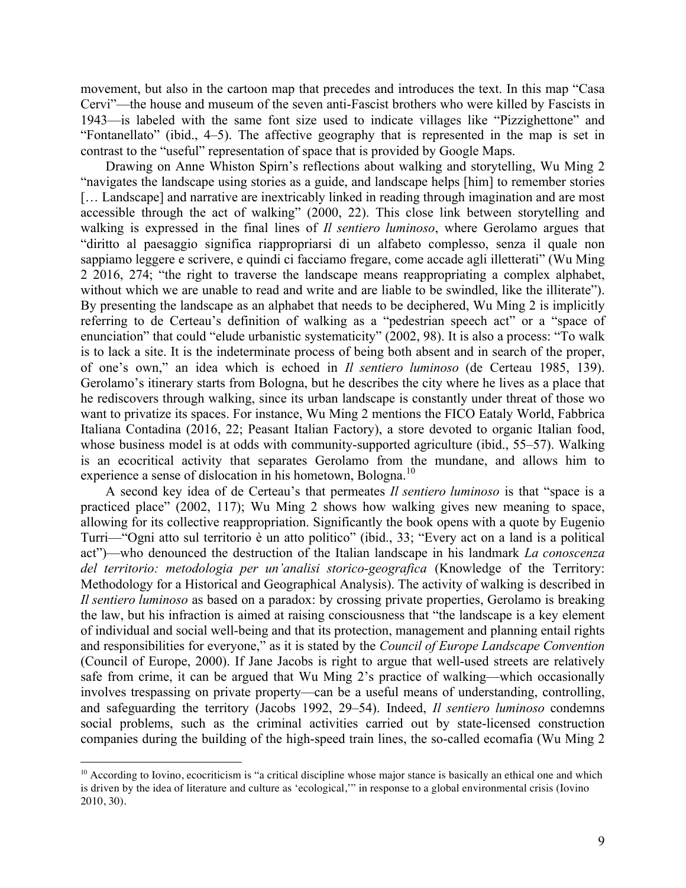movement, but also in the cartoon map that precedes and introduces the text. In this map "Casa Cervi"—the house and museum of the seven anti-Fascist brothers who were killed by Fascists in 1943—is labeled with the same font size used to indicate villages like "Pizzighettone" and "Fontanellato" (ibid., 4–5). The affective geography that is represented in the map is set in contrast to the "useful" representation of space that is provided by Google Maps.

Drawing on Anne Whiston Spirn's reflections about walking and storytelling, Wu Ming 2 "navigates the landscape using stories as a guide, and landscape helps [him] to remember stories [… Landscape] and narrative are inextricably linked in reading through imagination and are most accessible through the act of walking" (2000, 22). This close link between storytelling and walking is expressed in the final lines of *Il sentiero luminoso*, where Gerolamo argues that "diritto al paesaggio significa riappropriarsi di un alfabeto complesso, senza il quale non sappiamo leggere e scrivere, e quindi ci facciamo fregare, come accade agli illetterati" (Wu Ming 2 2016, 274; "the right to traverse the landscape means reappropriating a complex alphabet, without which we are unable to read and write and are liable to be swindled, like the illiterate"). By presenting the landscape as an alphabet that needs to be deciphered, Wu Ming 2 is implicitly referring to de Certeau's definition of walking as a "pedestrian speech act" or a "space of enunciation" that could "elude urbanistic systematicity" (2002, 98). It is also a process: "To walk is to lack a site. It is the indeterminate process of being both absent and in search of the proper, of one's own," an idea which is echoed in *Il sentiero luminoso* (de Certeau 1985, 139). Gerolamo's itinerary starts from Bologna, but he describes the city where he lives as a place that he rediscovers through walking, since its urban landscape is constantly under threat of those wo want to privatize its spaces. For instance, Wu Ming 2 mentions the FICO Eataly World, Fabbrica Italiana Contadina (2016, 22; Peasant Italian Factory), a store devoted to organic Italian food, whose business model is at odds with community-supported agriculture (ibid., 55–57). Walking is an ecocritical activity that separates Gerolamo from the mundane, and allows him to experience a sense of dislocation in his hometown, Bologna.[10]

A second key idea of de Certeau's that permeates *Il sentiero luminoso* is that "space is a practiced place" (2002, 117); Wu Ming 2 shows how walking gives new meaning to space, allowing for its collective reappropriation. Significantly the book opens with a quote by Eugenio Turri—"Ogni atto sul territorio è un atto politico" (ibid., 33; "Every act on a land is a political act")—who denounced the destruction of the Italian landscape in his landmark *La conoscenza del territorio: metodologia per un'analisi storico-geografica* (Knowledge of the Territory: Methodology for a Historical and Geographical Analysis). The activity of walking is described in *Il sentiero luminoso* as based on a paradox: by crossing private properties, Gerolamo is breaking the law, but his infraction is aimed at raising consciousness that "the landscape is a key element of individual and social well-being and that its protection, management and planning entail rights and responsibilities for everyone," as it is stated by the *Council of Europe Landscape Convention* (Council of Europe, 2000). If Jane Jacobs is right to argue that well-used streets are relatively safe from crime, it can be argued that Wu Ming 2's practice of walking—which occasionally involves trespassing on private property—can be a useful means of understanding, controlling, and safeguarding the territory (Jacobs 1992, 29–54). Indeed, *Il sentiero luminoso* condemns social problems, such as the criminal activities carried out by state-licensed construction companies during the building of the high-speed train lines, the so-called ecomafia (Wu Ming 2

[10] According to Iovino, ecocriticism is "a critical discipline whose major stance is basically an ethical one and which is driven by the idea of literature and culture as 'ecological,'" in response to a global environmental crisis (Iovino 2010, 30).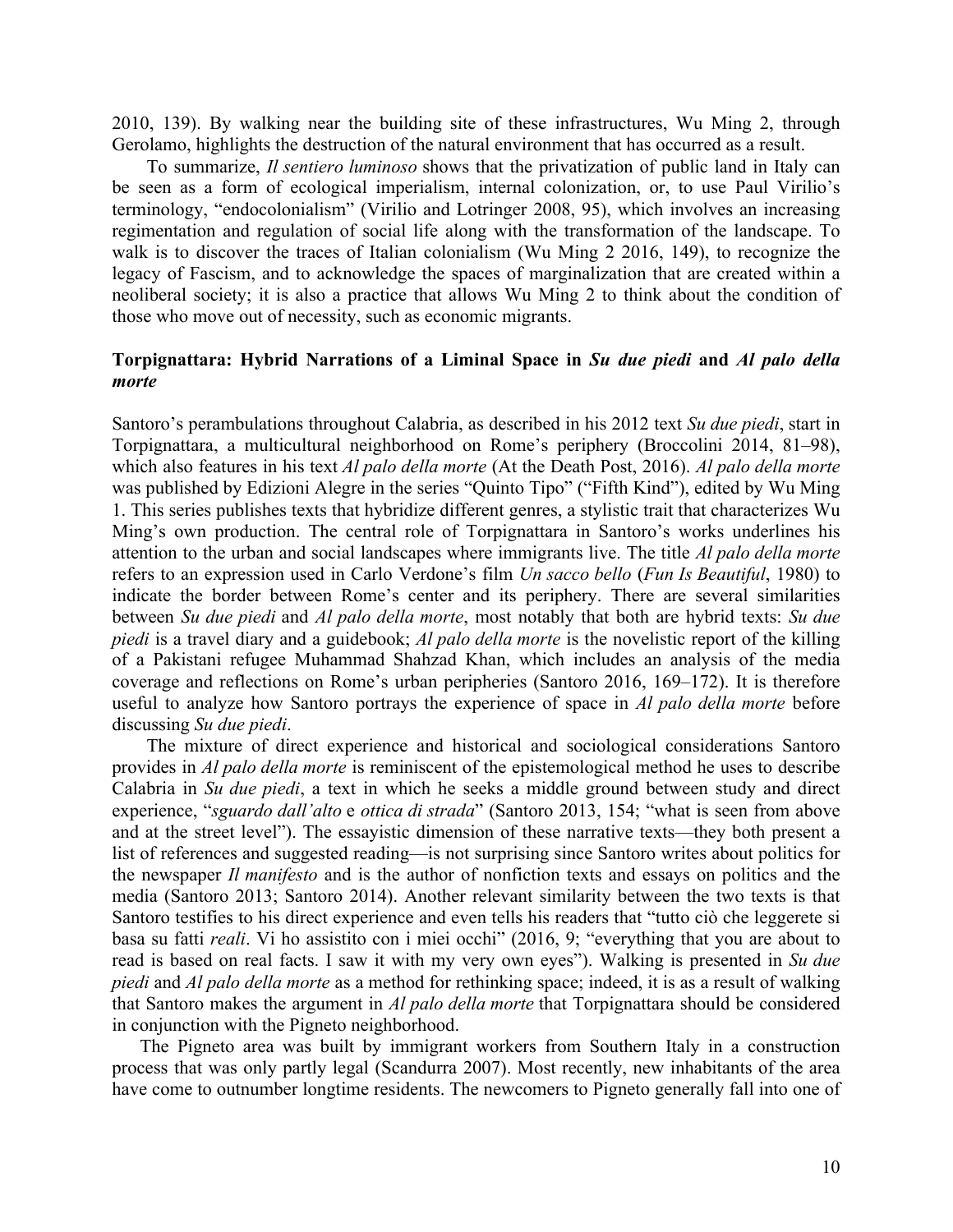2010, 139). By walking near the building site of these infrastructures, Wu Ming 2, through Gerolamo, highlights the destruction of the natural environment that has occurred as a result.

To summarize, *Il sentiero luminoso* shows that the privatization of public land in Italy can be seen as a form of ecological imperialism, internal colonization, or, to use Paul Virilio's terminology, "endocolonialism" (Virilio and Lotringer 2008, 95), which involves an increasing regimentation and regulation of social life along with the transformation of the landscape. To walk is to discover the traces of Italian colonialism (Wu Ming 2 2016, 149), to recognize the legacy of Fascism, and to acknowledge the spaces of marginalization that are created within a neoliberal society; it is also a practice that allows Wu Ming 2 to think about the condition of those who move out of necessity, such as economic migrants.

### Torpignattara: Hybrid Narrations of a Liminal Space in *Su due piedi* and *Al palo della morte*

Santoro's perambulations throughout Calabria, as described in his 2012 text *Su due piedi*, start in Torpignattara, a multicultural neighborhood on Rome's periphery (Broccolini 2014, 81–98), which also features in his text *Al palo della morte* (At the Death Post, 2016). *Al palo della morte* was published by Edizioni Alegre in the series "Quinto Tipo" ("Fifth Kind"), edited by Wu Ming 1. This series publishes texts that hybridize different genres, a stylistic trait that characterizes Wu Ming's own production. The central role of Torpignattara in Santoro's works underlines his attention to the urban and social landscapes where immigrants live. The title *Al palo della morte* refers to an expression used in Carlo Verdone's film *Un sacco bello* (*Fun Is Beautiful*, 1980) to indicate the border between Rome's center and its periphery. There are several similarities between *Su due piedi* and *Al palo della morte*, most notably that both are hybrid texts: *Su due piedi* is a travel diary and a guidebook; *Al palo della morte* is the novelistic report of the killing of a Pakistani refugee Muhammad Shahzad Khan, which includes an analysis of the media coverage and reflections on Rome's urban peripheries (Santoro 2016, 169–172). It is therefore useful to analyze how Santoro portrays the experience of space in *Al palo della morte* before discussing *Su due piedi*.

The mixture of direct experience and historical and sociological considerations Santoro provides in *Al palo della morte* is reminiscent of the epistemological method he uses to describe Calabria in *Su due piedi*, a text in which he seeks a middle ground between study and direct experience, "*sguardo dall'alto* e *ottica di strada*" (Santoro 2013, 154; "what is seen from above and at the street level"). The essayistic dimension of these narrative texts—they both present a list of references and suggested reading—is not surprising since Santoro writes about politics for the newspaper *Il manifesto* and is the author of nonfiction texts and essays on politics and the media (Santoro 2013; Santoro 2014). Another relevant similarity between the two texts is that Santoro testifies to his direct experience and even tells his readers that "tutto ciò che leggerete si basa su fatti *reali*. Vi ho assistito con i miei occhi" (2016, 9; "everything that you are about to read is based on real facts. I saw it with my very own eyes"). Walking is presented in *Su due piedi* and *Al palo della morte* as a method for rethinking space; indeed, it is as a result of walking that Santoro makes the argument in *Al palo della morte* that Torpignattara should be considered in conjunction with the Pigneto neighborhood.

The Pigneto area was built by immigrant workers from Southern Italy in a construction process that was only partly legal (Scandurra 2007). Most recently, new inhabitants of the area have come to outnumber longtime residents. The newcomers to Pigneto generally fall into one of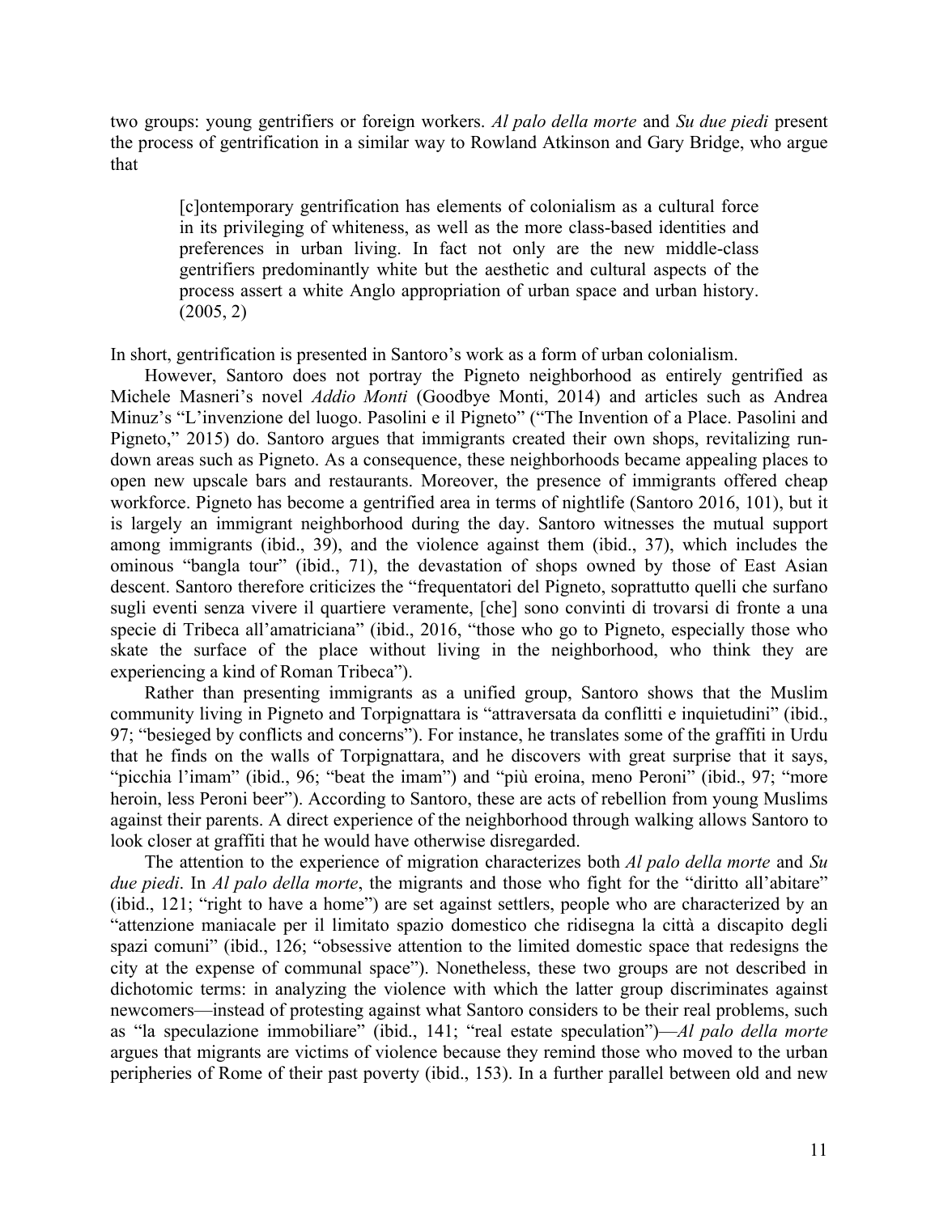two groups: young gentrifiers or foreign workers. *Al palo della morte* and *Su due piedi* present the process of gentrification in a similar way to Rowland Atkinson and Gary Bridge, who argue that

> [c]ontemporary gentrification has elements of colonialism as a cultural force in its privileging of whiteness, as well as the more class-based identities and preferences in urban living. In fact not only are the new middle-class gentrifiers predominantly white but the aesthetic and cultural aspects of the process assert a white Anglo appropriation of urban space and urban history. (2005, 2)

In short, gentrification is presented in Santoro's work as a form of urban colonialism.

However, Santoro does not portray the Pigneto neighborhood as entirely gentrified as Michele Masneri's novel *Addio Monti* (Goodbye Monti, 2014) and articles such as Andrea Minuz's "L'invenzione del luogo. Pasolini e il Pigneto" ("The Invention of a Place. Pasolini and Pigneto," 2015) do. Santoro argues that immigrants created their own shops, revitalizing run-down areas such as Pigneto. As a consequence, these neighborhoods became appealing places to open new upscale bars and restaurants. Moreover, the presence of immigrants offered cheap workforce. Pigneto has become a gentrified area in terms of nightlife (Santoro 2016, 101), but it is largely an immigrant neighborhood during the day. Santoro witnesses the mutual support among immigrants (ibid., 39), and the violence against them (ibid., 37), which includes the ominous "bangla tour" (ibid., 71), the devastation of shops owned by those of East Asian descent. Santoro therefore criticizes the "frequentatori del Pigneto, soprattutto quelli che surfano sugli eventi senza vivere il quartiere veramente, [che] sono convinti di trovarsi di fronte a una specie di Tribeca all'amatriciana" (ibid., 2016, "those who go to Pigneto, especially those who skate the surface of the place without living in the neighborhood, who think they are experiencing a kind of Roman Tribeca").

Rather than presenting immigrants as a unified group, Santoro shows that the Muslim community living in Pigneto and Torpignattara is "attraversata da conflitti e inquietudini" (ibid., 97; "besieged by conflicts and concerns"). For instance, he translates some of the graffiti in Urdu that he finds on the walls of Torpignattara, and he discovers with great surprise that it says, "picchia l'imam" (ibid., 96; "beat the imam") and "più eroina, meno Peroni" (ibid., 97; "more heroin, less Peroni beer"). According to Santoro, these are acts of rebellion from young Muslims against their parents. A direct experience of the neighborhood through walking allows Santoro to look closer at graffiti that he would have otherwise disregarded.

The attention to the experience of migration characterizes both *Al palo della morte* and *Su due piedi*. In *Al palo della morte*, the migrants and those who fight for the "diritto all'abitare" (ibid., 121; "right to have a home") are set against settlers, people who are characterized by an "attenzione maniacale per il limitato spazio domestico che ridisegna la città a discapito degli spazi comuni" (ibid., 126; "obsessive attention to the limited domestic space that redesigns the city at the expense of communal space"). Nonetheless, these two groups are not described in dichotomic terms: in analyzing the violence with which the latter group discriminates against newcomers—instead of protesting against what Santoro considers to be their real problems, such as "la speculazione immobiliare" (ibid., 141; "real estate speculation")—*Al palo della morte* argues that migrants are victims of violence because they remind those who moved to the urban peripheries of Rome of their past poverty (ibid., 153). In a further parallel between old and new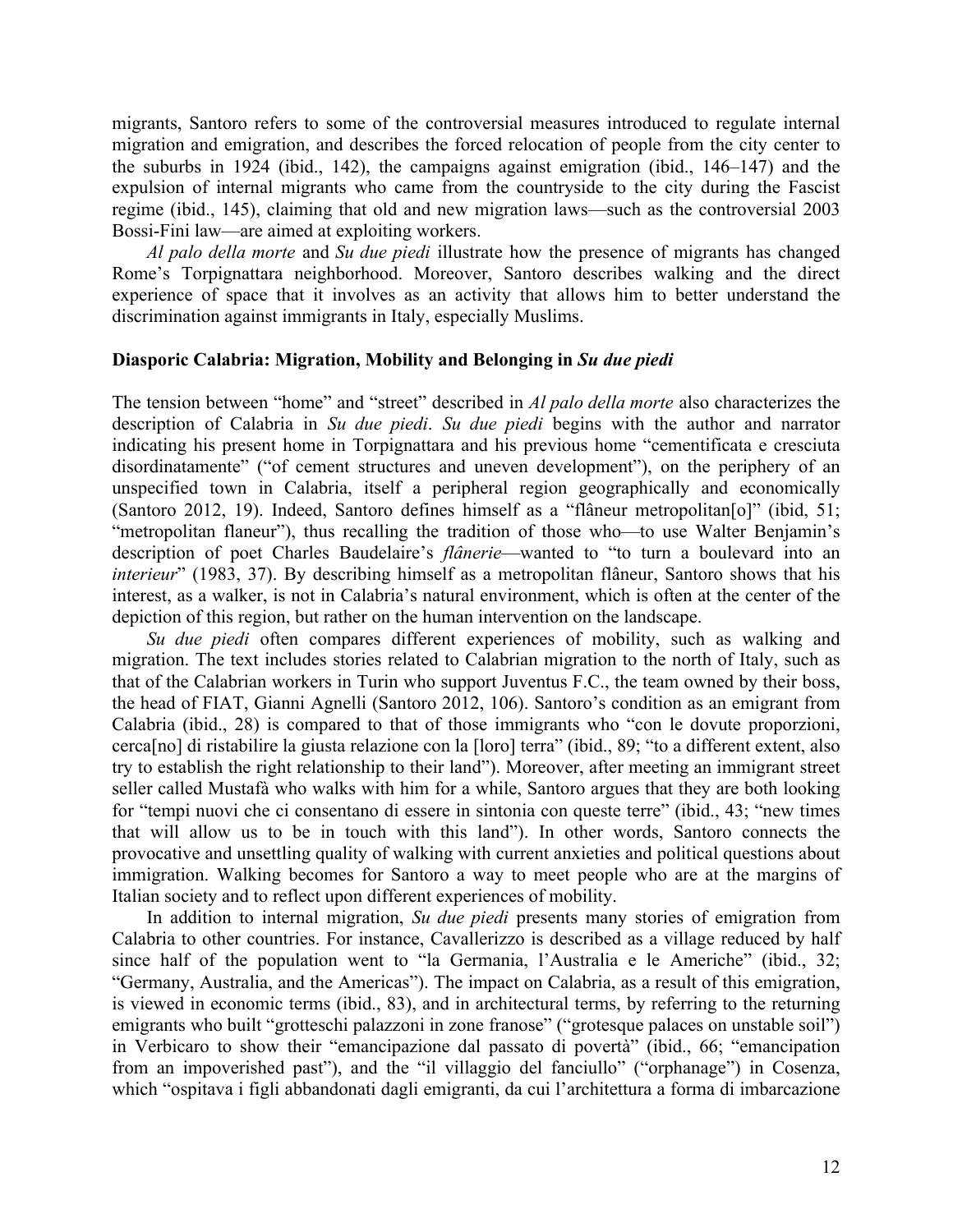migrants, Santoro refers to some of the controversial measures introduced to regulate internal migration and emigration, and describes the forced relocation of people from the city center to the suburbs in 1924 (ibid., 142), the campaigns against emigration (ibid., 146–147) and the expulsion of internal migrants who came from the countryside to the city during the Fascist regime (ibid., 145), claiming that old and new migration laws—such as the controversial 2003 Bossi-Fini law—are aimed at exploiting workers.

*Al palo della morte* and *Su due piedi* illustrate how the presence of migrants has changed Rome's Torpignattara neighborhood. Moreover, Santoro describes walking and the direct experience of space that it involves as an activity that allows him to better understand the discrimination against immigrants in Italy, especially Muslims.

### Diasporic Calabria: Migration, Mobility and Belonging in *Su due piedi*

The tension between "home" and "street" described in *Al palo della morte* also characterizes the description of Calabria in *Su due piedi*. *Su due piedi* begins with the author and narrator indicating his present home in Torpignattara and his previous home "cementificata e cresciuta disordinatamente" ("of cement structures and uneven development"), on the periphery of an unspecified town in Calabria, itself a peripheral region geographically and economically (Santoro 2012, 19). Indeed, Santoro defines himself as a "flâneur metropolitan[o]" (ibid, 51; "metropolitan flaneur"), thus recalling the tradition of those who—to use Walter Benjamin's description of poet Charles Baudelaire's *flânerie*—wanted to "to turn a boulevard into an *interieur*" (1983, 37). By describing himself as a metropolitan flâneur, Santoro shows that his interest, as a walker, is not in Calabria's natural environment, which is often at the center of the depiction of this region, but rather on the human intervention on the landscape.

*Su due piedi* often compares different experiences of mobility, such as walking and migration. The text includes stories related to Calabrian migration to the north of Italy, such as that of the Calabrian workers in Turin who support Juventus F.C., the team owned by their boss, the head of FIAT, Gianni Agnelli (Santoro 2012, 106). Santoro's condition as an emigrant from Calabria (ibid., 28) is compared to that of those immigrants who "con le dovute proporzioni, cerca[no] di ristabilire la giusta relazione con la [loro] terra" (ibid., 89; "to a different extent, also try to establish the right relationship to their land"). Moreover, after meeting an immigrant street seller called Mustafà who walks with him for a while, Santoro argues that they are both looking for "tempi nuovi che ci consentano di essere in sintonia con queste terre" (ibid., 43; "new times that will allow us to be in touch with this land"). In other words, Santoro connects the provocative and unsettling quality of walking with current anxieties and political questions about immigration. Walking becomes for Santoro a way to meet people who are at the margins of Italian society and to reflect upon different experiences of mobility.

In addition to internal migration, *Su due piedi* presents many stories of emigration from Calabria to other countries. For instance, Cavallerizzo is described as a village reduced by half since half of the population went to "la Germania, l'Australia e le Americhe" (ibid., 32; "Germany, Australia, and the Americas"). The impact on Calabria, as a result of this emigration, is viewed in economic terms (ibid., 83), and in architectural terms, by referring to the returning emigrants who built "grotteschi palazzoni in zone franose" ("grotesque palaces on unstable soil") in Verbicaro to show their "emancipazione dal passato di povertà" (ibid., 66; "emancipation from an impoverished past"), and the "il villaggio del fanciullo" ("orphanage") in Cosenza, which "ospitava i figli abbandonati dagli emigranti, da cui l'architettura a forma di imbarcazione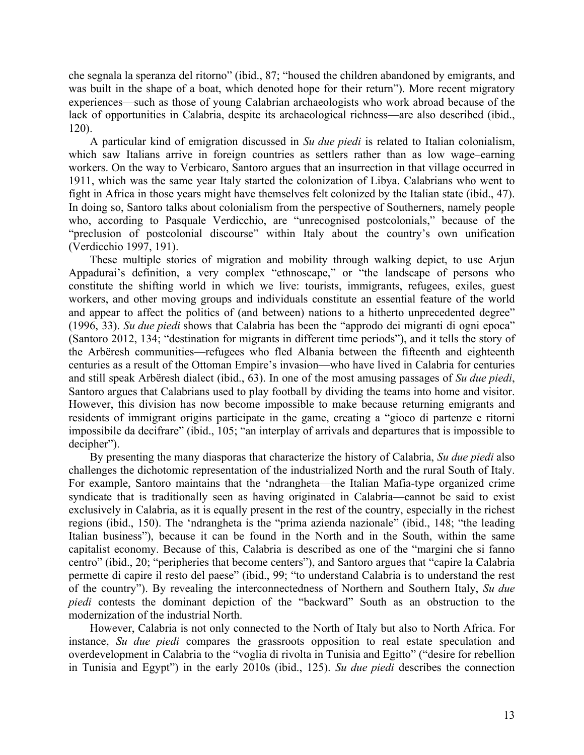che segnala la speranza del ritorno" (ibid., 87; "housed the children abandoned by emigrants, and was built in the shape of a boat, which denoted hope for their return"). More recent migratory experiences—such as those of young Calabrian archaeologists who work abroad because of the lack of opportunities in Calabria, despite its archaeological richness—are also described (ibid., 120).

A particular kind of emigration discussed in *Su due piedi* is related to Italian colonialism, which saw Italians arrive in foreign countries as settlers rather than as low wage–earning workers. On the way to Verbicaro, Santoro argues that an insurrection in that village occurred in 1911, which was the same year Italy started the colonization of Libya. Calabrians who went to fight in Africa in those years might have themselves felt colonized by the Italian state (ibid., 47). In doing so, Santoro talks about colonialism from the perspective of Southerners, namely people who, according to Pasquale Verdicchio, are "unrecognised postcolonials," because of the "preclusion of postcolonial discourse" within Italy about the country's own unification (Verdicchio 1997, 191).

These multiple stories of migration and mobility through walking depict, to use Arjun Appadurai's definition, a very complex "ethnoscape," or "the landscape of persons who constitute the shifting world in which we live: tourists, immigrants, refugees, exiles, guest workers, and other moving groups and individuals constitute an essential feature of the world and appear to affect the politics of (and between) nations to a hitherto unprecedented degree" (1996, 33). *Su due piedi* shows that Calabria has been the "approdo dei migranti di ogni epoca" (Santoro 2012, 134; "destination for migrants in different time periods"), and it tells the story of the Arbëresh communities—refugees who fled Albania between the fifteenth and eighteenth centuries as a result of the Ottoman Empire's invasion—who have lived in Calabria for centuries and still speak Arbëresh dialect (ibid., 63). In one of the most amusing passages of *Su due piedi*, Santoro argues that Calabrians used to play football by dividing the teams into home and visitor. However, this division has now become impossible to make because returning emigrants and residents of immigrant origins participate in the game, creating a "gioco di partenze e ritorni impossibile da decifrare" (ibid., 105; "an interplay of arrivals and departures that is impossible to decipher").

By presenting the many diasporas that characterize the history of Calabria, *Su due piedi* also challenges the dichotomic representation of the industrialized North and the rural South of Italy. For example, Santoro maintains that the 'ndrangheta—the Italian Mafia-type organized crime syndicate that is traditionally seen as having originated in Calabria—cannot be said to exist exclusively in Calabria, as it is equally present in the rest of the country, especially in the richest regions (ibid., 150). The 'ndrangheta is the "prima azienda nazionale" (ibid., 148; "the leading Italian business"), because it can be found in the North and in the South, within the same capitalist economy. Because of this, Calabria is described as one of the "margini che si fanno centro" (ibid., 20; "peripheries that become centers"), and Santoro argues that "capire la Calabria permette di capire il resto del paese" (ibid., 99; "to understand Calabria is to understand the rest of the country"). By revealing the interconnectedness of Northern and Southern Italy, *Su due piedi* contests the dominant depiction of the "backward" South as an obstruction to the modernization of the industrial North.

However, Calabria is not only connected to the North of Italy but also to North Africa. For instance, *Su due piedi* compares the grassroots opposition to real estate speculation and overdevelopment in Calabria to the "voglia di rivolta in Tunisia and Egitto" ("desire for rebellion in Tunisia and Egypt") in the early 2010s (ibid., 125). *Su due piedi* describes the connection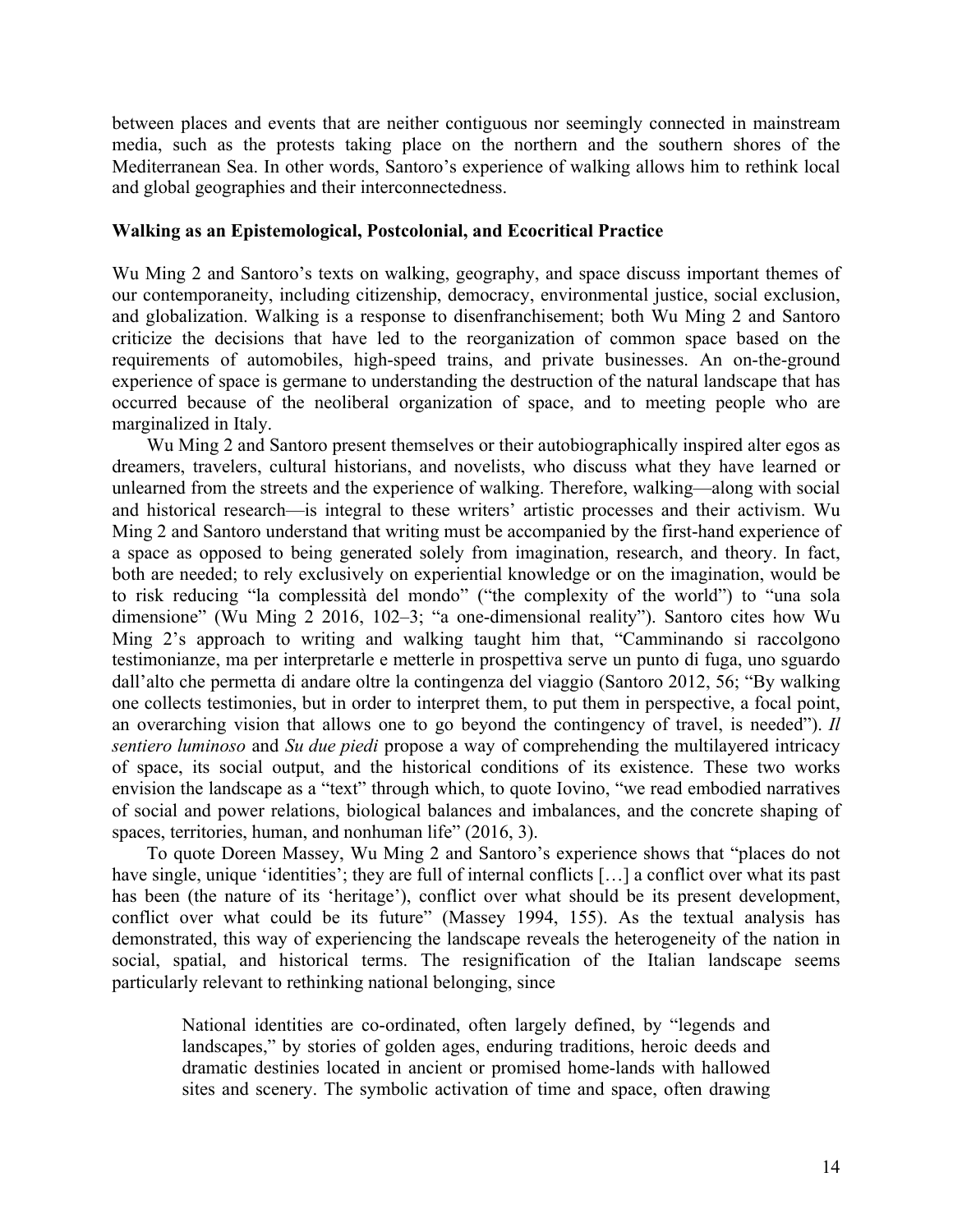between places and events that are neither contiguous nor seemingly connected in mainstream media, such as the protests taking place on the northern and the southern shores of the Mediterranean Sea. In other words, Santoro's experience of walking allows him to rethink local and global geographies and their interconnectedness.

**Walking as an Epistemological, Postcolonial, and Ecocritical Practice**

Wu Ming 2 and Santoro's texts on walking, geography, and space discuss important themes of our contemporaneity, including citizenship, democracy, environmental justice, social exclusion, and globalization. Walking is a response to disenfranchisement; both Wu Ming 2 and Santoro criticize the decisions that have led to the reorganization of common space based on the requirements of automobiles, high-speed trains, and private businesses. An on-the-ground experience of space is germane to understanding the destruction of the natural landscape that has occurred because of the neoliberal organization of space, and to meeting people who are marginalized in Italy.

Wu Ming 2 and Santoro present themselves or their autobiographically inspired alter egos as dreamers, travelers, cultural historians, and novelists, who discuss what they have learned or unlearned from the streets and the experience of walking. Therefore, walking—along with social and historical research—is integral to these writers' artistic processes and their activism. Wu Ming 2 and Santoro understand that writing must be accompanied by the first-hand experience of a space as opposed to being generated solely from imagination, research, and theory. In fact, both are needed; to rely exclusively on experiential knowledge or on the imagination, would be to risk reducing "la complessità del mondo" ("the complexity of the world") to "una sola dimensione" (Wu Ming 2 2016, 102–3; "a one-dimensional reality"). Santoro cites how Wu Ming 2's approach to writing and walking taught him that, "Camminando si raccolgono testimonianze, ma per interpretarle e metterle in prospettiva serve un punto di fuga, uno sguardo dall'alto che permetta di andare oltre la contingenza del viaggio (Santoro 2012, 56; "By walking one collects testimonies, but in order to interpret them, to put them in perspective, a focal point, an overarching vision that allows one to go beyond the contingency of travel, is needed"). *Il sentiero luminoso* and *Su due piedi* propose a way of comprehending the multilayered intricacy of space, its social output, and the historical conditions of its existence. These two works envision the landscape as a "text" through which, to quote Iovino, "we read embodied narratives of social and power relations, biological balances and imbalances, and the concrete shaping of spaces, territories, human, and nonhuman life" (2016, 3).

To quote Doreen Massey, Wu Ming 2 and Santoro's experience shows that "places do not have single, unique 'identities'; they are full of internal conflicts […] a conflict over what its past has been (the nature of its 'heritage'), conflict over what should be its present development, conflict over what could be its future" (Massey 1994, 155). As the textual analysis has demonstrated, this way of experiencing the landscape reveals the heterogeneity of the nation in social, spatial, and historical terms. The resignification of the Italian landscape seems particularly relevant to rethinking national belonging, since

> National identities are co-ordinated, often largely defined, by "legends and landscapes," by stories of golden ages, enduring traditions, heroic deeds and dramatic destinies located in ancient or promised home-lands with hallowed sites and scenery. The symbolic activation of time and space, often drawing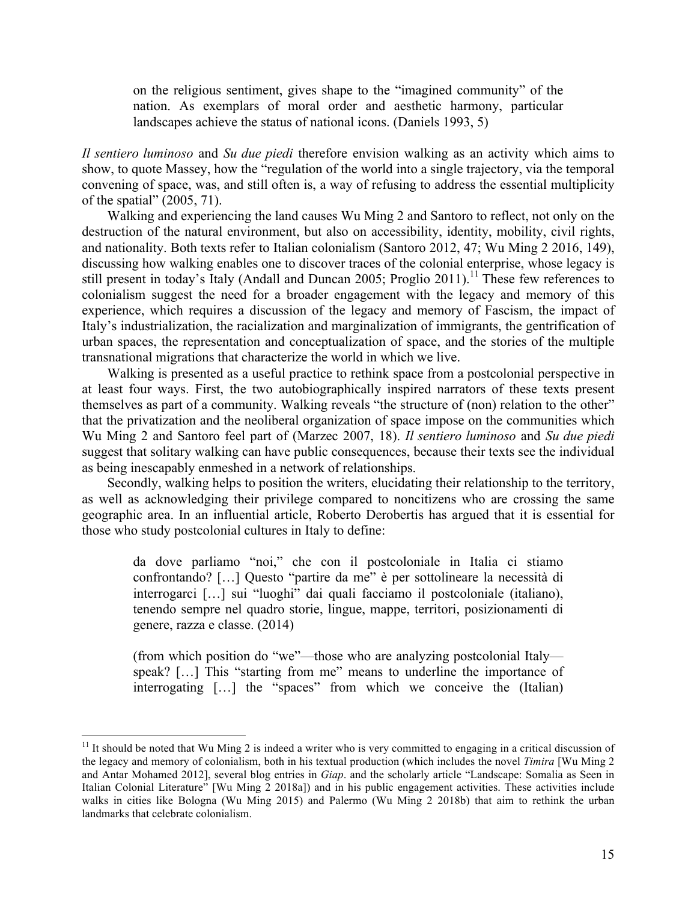> on the religious sentiment, gives shape to the "imagined community" of the nation. As exemplars of moral order and aesthetic harmony, particular landscapes achieve the status of national icons. (Daniels 1993, 5)

*Il sentiero luminoso* and *Su due piedi* therefore envision walking as an activity which aims to show, to quote Massey, how the "regulation of the world into a single trajectory, via the temporal convening of space, was, and still often is, a way of refusing to address the essential multiplicity of the spatial" (2005, 71).

Walking and experiencing the land causes Wu Ming 2 and Santoro to reflect, not only on the destruction of the natural environment, but also on accessibility, identity, mobility, civil rights, and nationality. Both texts refer to Italian colonialism (Santoro 2012, 47; Wu Ming 2 2016, 149), discussing how walking enables one to discover traces of the colonial enterprise, whose legacy is still present in today's Italy (Andall and Duncan 2005; Proglio 2011).[11] These few references to colonialism suggest the need for a broader engagement with the legacy and memory of this experience, which requires a discussion of the legacy and memory of Fascism, the impact of Italy's industrialization, the racialization and marginalization of immigrants, the gentrification of urban spaces, the representation and conceptualization of space, and the stories of the multiple transnational migrations that characterize the world in which we live.

Walking is presented as a useful practice to rethink space from a postcolonial perspective in at least four ways. First, the two autobiographically inspired narrators of these texts present themselves as part of a community. Walking reveals "the structure of (non) relation to the other" that the privatization and the neoliberal organization of space impose on the communities which Wu Ming 2 and Santoro feel part of (Marzec 2007, 18). *Il sentiero luminoso* and *Su due piedi* suggest that solitary walking can have public consequences, because their texts see the individual as being inescapably enmeshed in a network of relationships.

Secondly, walking helps to position the writers, elucidating their relationship to the territory, as well as acknowledging their privilege compared to noncitizens who are crossing the same geographic area. In an influential article, Roberto Derobertis has argued that it is essential for those who study postcolonial cultures in Italy to define:

> da dove parliamo "noi," che con il postcoloniale in Italia ci stiamo confrontando? […] Questo "partire da me" è per sottolineare la necessità di interrogarci […] sui "luoghi" dai quali facciamo il postcoloniale (italiano), tenendo sempre nel quadro storie, lingue, mappe, territori, posizionamenti di genere, razza e classe. (2014)
>
> (from which position do "we"—those who are analyzing postcolonial Italy—speak? […] This "starting from me" means to underline the importance of interrogating […] the "spaces" from which we conceive the (Italian)

[11] It should be noted that Wu Ming 2 is indeed a writer who is very committed to engaging in a critical discussion of the legacy and memory of colonialism, both in his textual production (which includes the novel *Timira* [Wu Ming 2 and Antar Mohamed 2012], several blog entries in *Giap*. and the scholarly article "Landscape: Somalia as Seen in Italian Colonial Literature" [Wu Ming 2 2018a]) and in his public engagement activities. These activities include walks in cities like Bologna (Wu Ming 2015) and Palermo (Wu Ming 2 2018b) that aim to rethink the urban landmarks that celebrate colonialism.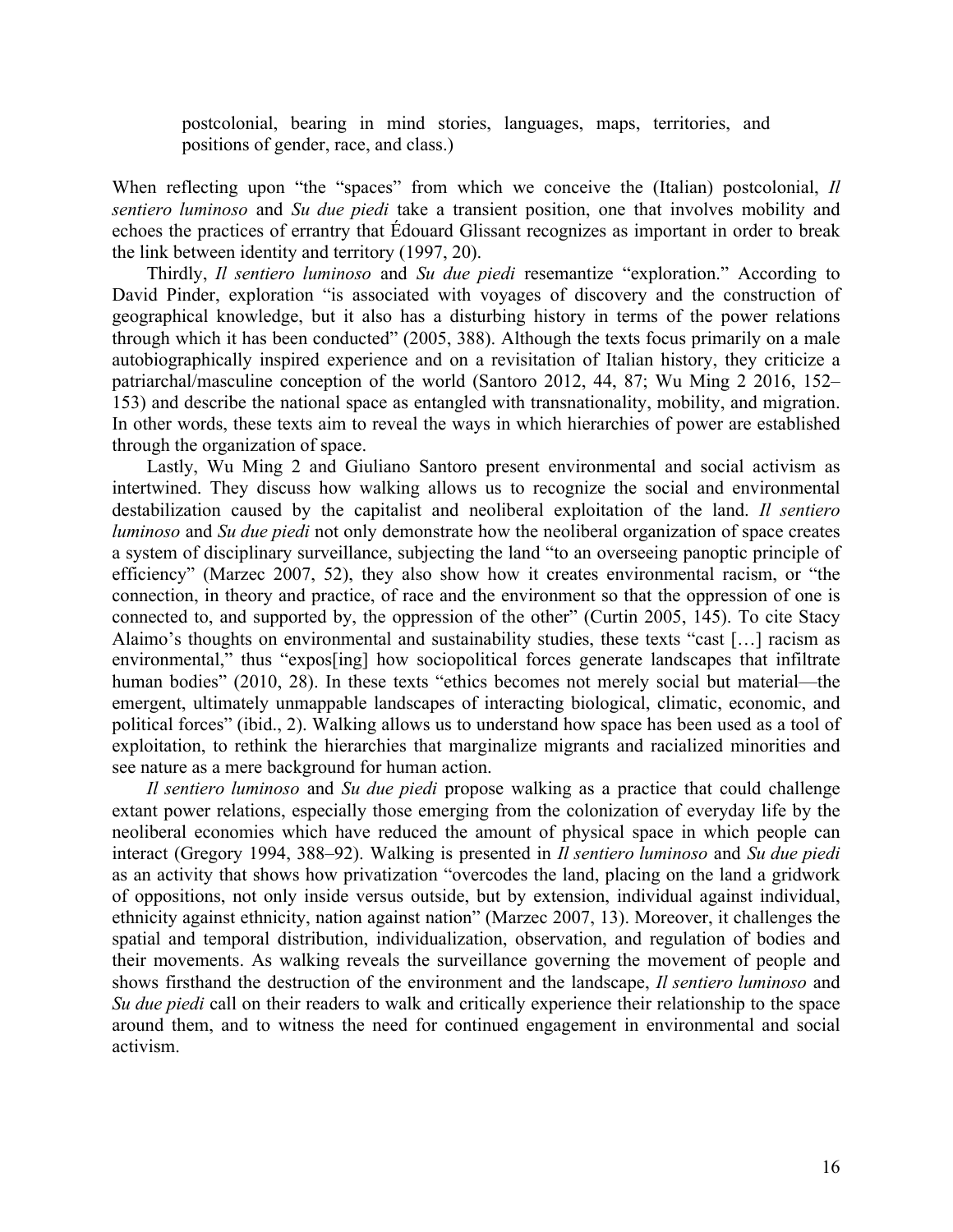> postcolonial, bearing in mind stories, languages, maps, territories, and positions of gender, race, and class.)

When reflecting upon "the "spaces" from which we conceive the (Italian) postcolonial, *Il sentiero luminoso* and *Su due piedi* take a transient position, one that involves mobility and echoes the practices of errantry that Édouard Glissant recognizes as important in order to break the link between identity and territory (1997, 20).

Thirdly, *Il sentiero luminoso* and *Su due piedi* resemantize "exploration." According to David Pinder, exploration "is associated with voyages of discovery and the construction of geographical knowledge, but it also has a disturbing history in terms of the power relations through which it has been conducted" (2005, 388). Although the texts focus primarily on a male autobiographically inspired experience and on a revisitation of Italian history, they criticize a patriarchal/masculine conception of the world (Santoro 2012, 44, 87; Wu Ming 2 2016, 152–153) and describe the national space as entangled with transnationality, mobility, and migration. In other words, these texts aim to reveal the ways in which hierarchies of power are established through the organization of space.

Lastly, Wu Ming 2 and Giuliano Santoro present environmental and social activism as intertwined. They discuss how walking allows us to recognize the social and environmental destabilization caused by the capitalist and neoliberal exploitation of the land. *Il sentiero luminoso* and *Su due piedi* not only demonstrate how the neoliberal organization of space creates a system of disciplinary surveillance, subjecting the land "to an overseeing panoptic principle of efficiency" (Marzec 2007, 52), they also show how it creates environmental racism, or "the connection, in theory and practice, of race and the environment so that the oppression of one is connected to, and supported by, the oppression of the other" (Curtin 2005, 145). To cite Stacy Alaimo's thoughts on environmental and sustainability studies, these texts "cast […] racism as environmental," thus "expos[ing] how sociopolitical forces generate landscapes that infiltrate human bodies" (2010, 28). In these texts "ethics becomes not merely social but material—the emergent, ultimately unmappable landscapes of interacting biological, climatic, economic, and political forces" (ibid., 2). Walking allows us to understand how space has been used as a tool of exploitation, to rethink the hierarchies that marginalize migrants and racialized minorities and see nature as a mere background for human action.

*Il sentiero luminoso* and *Su due piedi* propose walking as a practice that could challenge extant power relations, especially those emerging from the colonization of everyday life by the neoliberal economies which have reduced the amount of physical space in which people can interact (Gregory 1994, 388–92). Walking is presented in *Il sentiero luminoso* and *Su due piedi* as an activity that shows how privatization "overcodes the land, placing on the land a gridwork of oppositions, not only inside versus outside, but by extension, individual against individual, ethnicity against ethnicity, nation against nation" (Marzec 2007, 13). Moreover, it challenges the spatial and temporal distribution, individualization, observation, and regulation of bodies and their movements. As walking reveals the surveillance governing the movement of people and shows firsthand the destruction of the environment and the landscape, *Il sentiero luminoso* and *Su due piedi* call on their readers to walk and critically experience their relationship to the space around them, and to witness the need for continued engagement in environmental and social activism.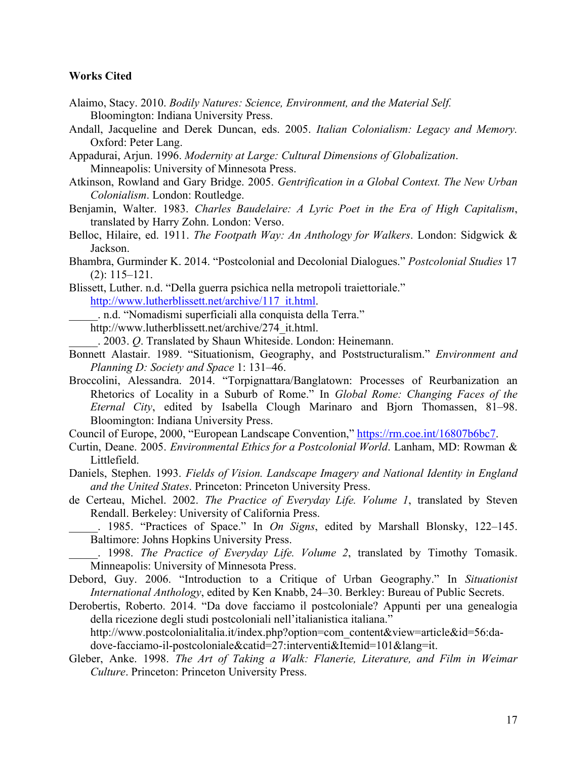**Works Cited**

Alaimo, Stacy. 2010. *Bodily Natures: Science, Environment, and the Material Self.* Bloomington: Indiana University Press.

Andall, Jacqueline and Derek Duncan, eds. 2005. *Italian Colonialism: Legacy and Memory.* Oxford: Peter Lang.

Appadurai, Arjun. 1996. *Modernity at Large: Cultural Dimensions of Globalization*. Minneapolis: University of Minnesota Press.

Atkinson, Rowland and Gary Bridge. 2005. *Gentrification in a Global Context. The New Urban Colonialism*. London: Routledge.

Benjamin, Walter. 1983. *Charles Baudelaire: A Lyric Poet in the Era of High Capitalism*, translated by Harry Zohn. London: Verso.

Belloc, Hilaire, ed. 1911. *The Footpath Way: An Anthology for Walkers*. London: Sidgwick & Jackson.

Bhambra, Gurminder K. 2014. "Postcolonial and Decolonial Dialogues." *Postcolonial Studies* 17 (2): 115–121.

Blissett, Luther. n.d. "Della guerra psichica nella metropoli traiettoriale." http://www.lutherblissett.net/archive/117_it.html.

_____. n.d. "Nomadismi superficiali alla conquista della Terra." http://www.lutherblissett.net/archive/274_it.html.

_____. 2003. *Q*. Translated by Shaun Whiteside. London: Heinemann.

Bonnett Alastair. 1989. "Situationism, Geography, and Poststructuralism." *Environment and Planning D: Society and Space* 1: 131–46.

Broccolini, Alessandra. 2014. "Torpignattara/Banglatown: Processes of Reurbanization an Rhetorics of Locality in a Suburb of Rome." In *Global Rome: Changing Faces of the Eternal City*, edited by Isabella Clough Marinaro and Bjorn Thomassen, 81–98. Bloomington: Indiana University Press.

Council of Europe, 2000, "European Landscape Convention," https://rm.coe.int/16807b6bc7.

Curtin, Deane. 2005. *Environmental Ethics for a Postcolonial World*. Lanham, MD: Rowman & Littlefield.

Daniels, Stephen. 1993. *Fields of Vision. Landscape Imagery and National Identity in England and the United States*. Princeton: Princeton University Press.

de Certeau, Michel. 2002. *The Practice of Everyday Life. Volume 1*, translated by Steven Rendall. Berkeley: University of California Press.

_____. 1985. "Practices of Space." In *On Signs*, edited by Marshall Blonsky, 122–145. Baltimore: Johns Hopkins University Press.

_____. 1998. *The Practice of Everyday Life. Volume 2*, translated by Timothy Tomasik. Minneapolis: University of Minnesota Press.

Debord, Guy. 2006. "Introduction to a Critique of Urban Geography." In *Situationist International Anthology*, edited by Ken Knabb, 24–30. Berkley: Bureau of Public Secrets.

Derobertis, Roberto. 2014. "Da dove facciamo il postcoloniale? Appunti per una genealogia della ricezione degli studi postcoloniali nell'italianistica italiana." http://www.postcolonialitalia.it/index.php?option=com_content&view=article&id=56:da-dove-facciamo-il-postcoloniale&catid=27:interventi&Itemid=101&lang=it.

Gleber, Anke. 1998. *The Art of Taking a Walk: Flanerie, Literature, and Film in Weimar Culture*. Princeton: Princeton University Press.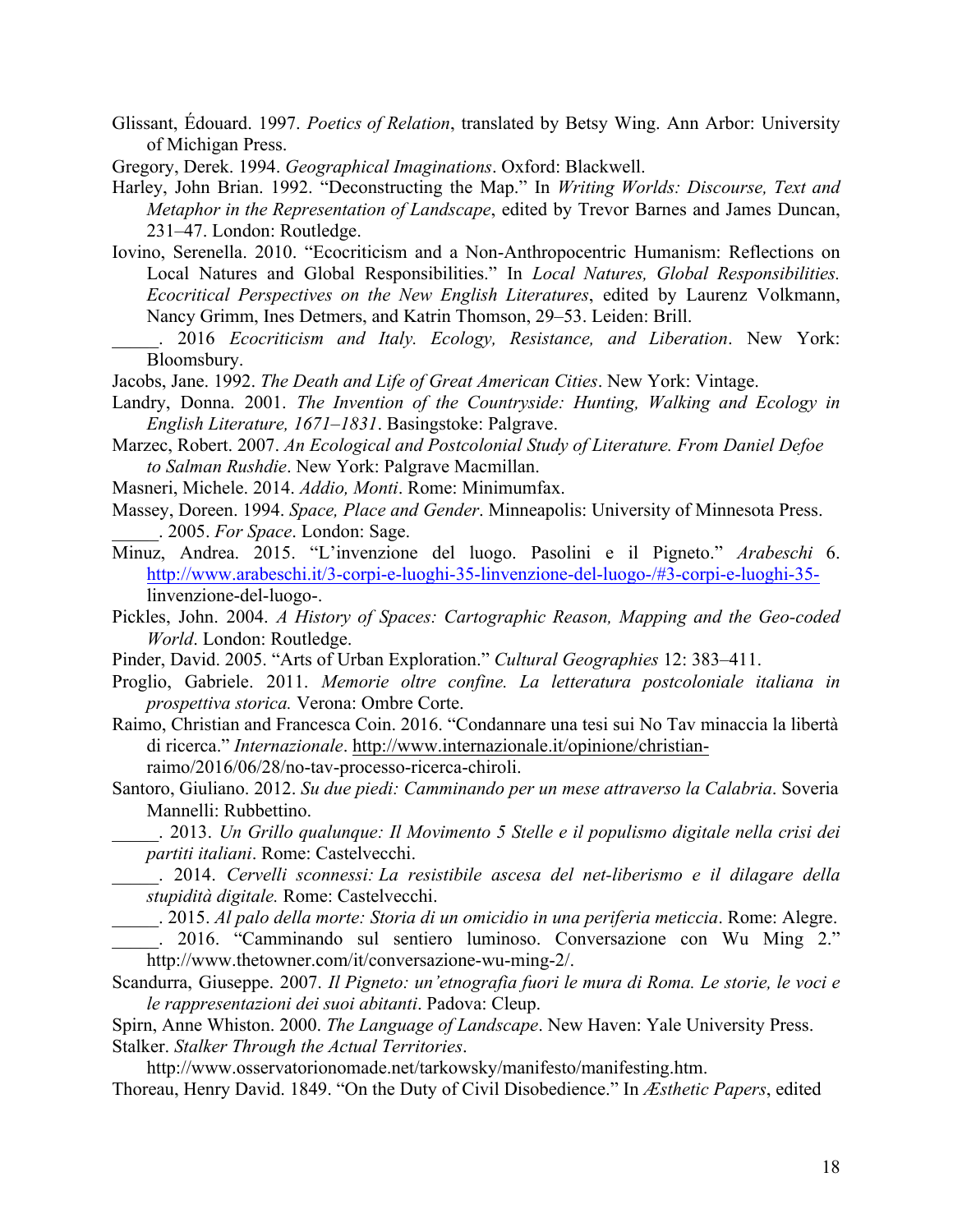Glissant, Édouard. 1997. *Poetics of Relation*, translated by Betsy Wing. Ann Arbor: University of Michigan Press.

Gregory, Derek. 1994. *Geographical Imaginations*. Oxford: Blackwell.

Harley, John Brian. 1992. "Deconstructing the Map." In *Writing Worlds: Discourse, Text and Metaphor in the Representation of Landscape*, edited by Trevor Barnes and James Duncan, 231–47. London: Routledge.

Iovino, Serenella. 2010. "Ecocriticism and a Non-Anthropocentric Humanism: Reflections on Local Natures and Global Responsibilities." In *Local Natures, Global Responsibilities. Ecocritical Perspectives on the New English Literatures*, edited by Laurenz Volkmann, Nancy Grimm, Ines Detmers, and Katrin Thomson, 29–53. Leiden: Brill.

_____. 2016 *Ecocriticism and Italy. Ecology, Resistance, and Liberation*. New York: Bloomsbury.

Jacobs, Jane. 1992. *The Death and Life of Great American Cities*. New York: Vintage.

Landry, Donna. 2001. *The Invention of the Countryside: Hunting, Walking and Ecology in English Literature, 1671–1831*. Basingstoke: Palgrave.

Marzec, Robert. 2007. *An Ecological and Postcolonial Study of Literature. From Daniel Defoe to Salman Rushdie*. New York: Palgrave Macmillan.

Masneri, Michele. 2014. *Addio, Monti*. Rome: Minimumfax.

Massey, Doreen. 1994. *Space, Place and Gender*. Minneapolis: University of Minnesota Press.

_____. 2005. *For Space*. London: Sage.

Minuz, Andrea. 2015. "L'invenzione del luogo. Pasolini e il Pigneto." *Arabeschi* 6. http://www.arabeschi.it/3-corpi-e-luoghi-35-linvenzione-del-luogo-/#3-corpi-e-luoghi-35-linvenzione-del-luogo-.

Pickles, John. 2004. *A History of Spaces: Cartographic Reason, Mapping and the Geo-coded World*. London: Routledge.

Pinder, David. 2005. "Arts of Urban Exploration." *Cultural Geographies* 12: 383–411.

Proglio, Gabriele. 2011. *Memorie oltre confine. La letteratura postcoloniale italiana in prospettiva storica.* Verona: Ombre Corte.

Raimo, Christian and Francesca Coin. 2016. "Condannare una tesi sui No Tav minaccia la libertà di ricerca." *Internazionale*. http://www.internazionale.it/opinione/christian-raimo/2016/06/28/no-tav-processo-ricerca-chiroli.

Santoro, Giuliano. 2012. *Su due piedi: Camminando per un mese attraverso la Calabria*. Soveria Mannelli: Rubbettino.

_____. 2013. *Un Grillo qualunque: Il Movimento 5 Stelle e il populismo digitale nella crisi dei partiti italiani*. Rome: Castelvecchi.

_____. 2014. *Cervelli sconnessi: La resistibile ascesa del net-liberismo e il dilagare della stupidità digitale.* Rome: Castelvecchi.

_____. 2015. *Al palo della morte: Storia di un omicidio in una periferia meticcia*. Rome: Alegre.

_____. 2016. "Camminando sul sentiero luminoso. Conversazione con Wu Ming 2." http://www.thetowner.com/it/conversazione-wu-ming-2/.

Scandurra, Giuseppe. 2007. *Il Pigneto: un'etnografia fuori le mura di Roma. Le storie, le voci e le rappresentazioni dei suoi abitanti*. Padova: Cleup.

Spirn, Anne Whiston. 2000. *The Language of Landscape*. New Haven: Yale University Press.

Stalker. *Stalker Through the Actual Territories*. http://www.osservatorionomade.net/tarkowsky/manifesto/manifesting.htm.

Thoreau, Henry David. 1849. "On the Duty of Civil Disobedience." In *Æsthetic Papers*, edited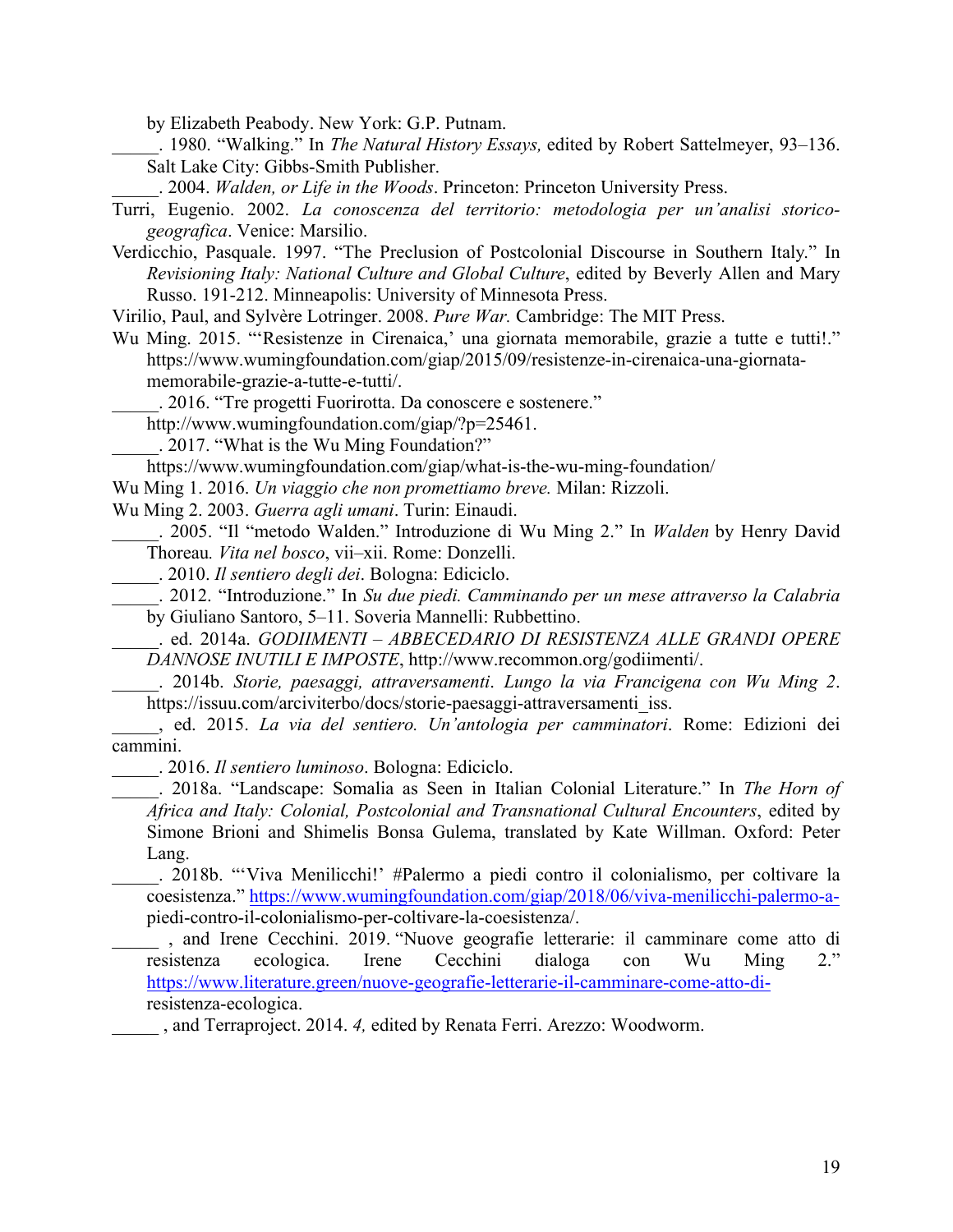by Elizabeth Peabody. New York: G.P. Putnam.

_____. 1980. "Walking." In *The Natural History Essays,* edited by Robert Sattelmeyer, 93–136. Salt Lake City: Gibbs-Smith Publisher.

_____. 2004. *Walden, or Life in the Woods*. Princeton: Princeton University Press.

Turri, Eugenio. 2002. *La conoscenza del territorio: metodologia per un'analisi storico-geografica*. Venice: Marsilio.

Verdicchio, Pasquale. 1997. "The Preclusion of Postcolonial Discourse in Southern Italy." In *Revisioning Italy: National Culture and Global Culture*, edited by Beverly Allen and Mary Russo. 191-212. Minneapolis: University of Minnesota Press.

Virilio, Paul, and Sylvère Lotringer. 2008. *Pure War.* Cambridge: The MIT Press.

Wu Ming. 2015. "'Resistenze in Cirenaica,' una giornata memorabile, grazie a tutte e tutti!." https://www.wumingfoundation.com/giap/2015/09/resistenze-in-cirenaica-una-giornata-memorabile-grazie-a-tutte-e-tutti/.

_____. 2016. "Tre progetti Fuorirotta. Da conoscere e sostenere." http://www.wumingfoundation.com/giap/?p=25461.

_____. 2017. "What is the Wu Ming Foundation?" https://www.wumingfoundation.com/giap/what-is-the-wu-ming-foundation/

Wu Ming 1. 2016. *Un viaggio che non promettiamo breve.* Milan: Rizzoli.

Wu Ming 2. 2003. *Guerra agli umani*. Turin: Einaudi.

_____. 2005. "Il "metodo Walden." Introduzione di Wu Ming 2." In *Walden* by Henry David Thoreau*. Vita nel bosco*, vii–xii. Rome: Donzelli.

_____. 2010. *Il sentiero degli dei*. Bologna: Ediciclo.

_____. 2012. "Introduzione." In *Su due piedi. Camminando per un mese attraverso la Calabria* by Giuliano Santoro, 5–11. Soveria Mannelli: Rubbettino.

_____. ed. 2014a. *GODIIMENTI – ABBECEDARIO DI RESISTENZA ALLE GRANDI OPERE DANNOSE INUTILI E IMPOSTE*, http://www.recommon.org/godiimenti/.

_____. 2014b. *Storie, paesaggi, attraversamenti*. *Lungo la via Francigena con Wu Ming 2*. https://issuu.com/arciviterbo/docs/storie-paesaggi-attraversamenti_iss.

_____, ed. 2015. *La via del sentiero. Un'antologia per camminatori*. Rome: Edizioni dei cammini.

_____. 2016. *Il sentiero luminoso*. Bologna: Ediciclo.

_____. 2018a. "Landscape: Somalia as Seen in Italian Colonial Literature." In *The Horn of Africa and Italy: Colonial, Postcolonial and Transnational Cultural Encounters*, edited by Simone Brioni and Shimelis Bonsa Gulema, translated by Kate Willman. Oxford: Peter Lang.

_____. 2018b. "'Viva Menilicchi!' #Palermo a piedi contro il colonialismo, per coltivare la coesistenza." https://www.wumingfoundation.com/giap/2018/06/viva-menilicchi-palermo-a-piedi-contro-il-colonialismo-per-coltivare-la-coesistenza/.

_____ , and Irene Cecchini. 2019. "Nuove geografie letterarie: il camminare come atto di resistenza ecologica. Irene Cecchini dialoga con Wu Ming 2." https://www.literature.green/nuove-geografie-letterarie-il-camminare-come-atto-di-resistenza-ecologica.

_____ , and Terraproject. 2014. *4,* edited by Renata Ferri. Arezzo: Woodworm.